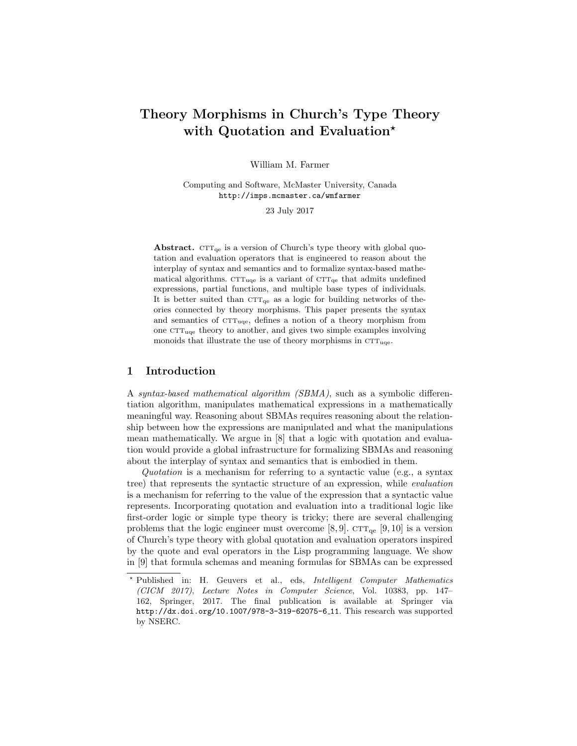# Theory Morphisms in Church's Type Theory with Quotation and Evaluation*

William M. Farmer

Computing and Software, McMaster University, Canada
http://imps.mcmaster.ca/wmfarmer

23 July 2017

**Abstract.** $\text{CTT}_{\text{qe}}$ is a version of Church's type theory with global quotation and evaluation operators that is engineered to reason about the interplay of syntax and semantics and to formalize syntax-based mathematical algorithms. $\text{CTT}_{\text{uqe}}$ is a variant of $\text{CTT}_{\text{qe}}$ that admits undefined expressions, partial functions, and multiple base types of individuals. It is better suited than $\text{CTT}_{\text{qe}}$ as a logic for building networks of theories connected by theory morphisms. This paper presents the syntax and semantics of $\text{CTT}_{\text{uqe}}$, defines a notion of a theory morphism from one $\text{CTT}_{\text{uqe}}$ theory to another, and gives two simple examples involving monoids that illustrate the use of theory morphisms in $\text{CTT}_{\text{uqe}}$.

## 1 Introduction

A *syntax-based mathematical algorithm (SBMA)*, such as a symbolic differentiation algorithm, manipulates mathematical expressions in a mathematically meaningful way. Reasoning about SBMAs requires reasoning about the relationship between how the expressions are manipulated and what the manipulations mean mathematically. We argue in [8] that a logic with quotation and evaluation would provide a global infrastructure for formalizing SBMAs and reasoning about the interplay of syntax and semantics that is embodied in them.

*Quotation* is a mechanism for referring to a syntactic value (e.g., a syntax tree) that represents the syntactic structure of an expression, while *evaluation* is a mechanism for referring to the value of the expression that a syntactic value represents. Incorporating quotation and evaluation into a traditional logic like first-order logic or simple type theory is tricky; there are several challenging problems that the logic engineer must overcome [8, 9]. $\text{CTT}_{\text{qe}}$ [9, 10] is a version of Church's type theory with global quotation and evaluation operators inspired by the quote and eval operators in the Lisp programming language. We show in [9] that formula schemas and meaning formulas for SBMAs can be expressed

---

* Published in: H. Geuvers et al., eds, *Intelligent Computer Mathematics (CICM 2017)*, *Lecture Notes in Computer Science*, Vol. 10383, pp. 147–162, Springer, 2017. The final publication is available at Springer via http://dx.doi.org/10.1007/978-3-319-62075-6_11. This research was supported by NSERC.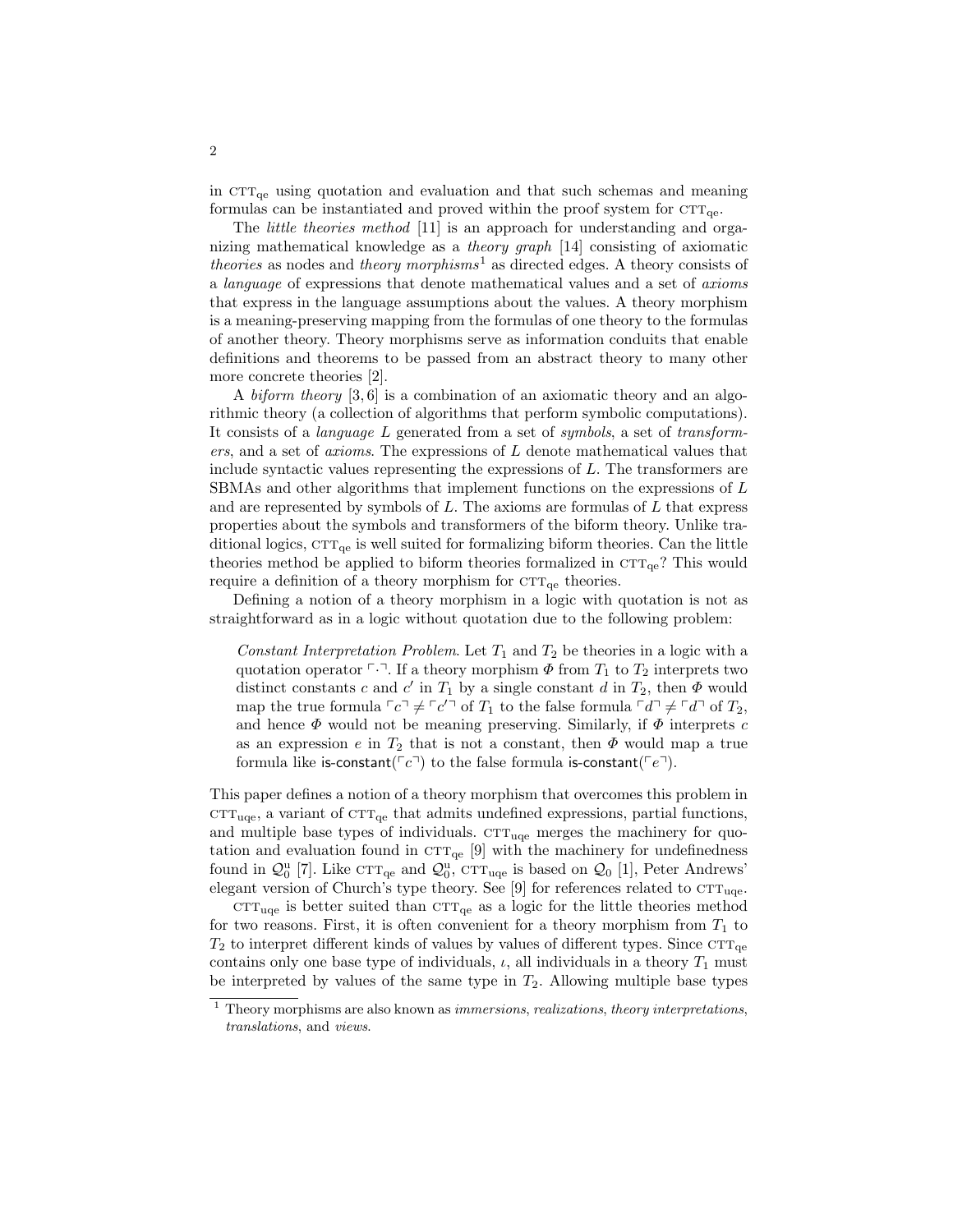in $\textsc{ctt}_{\rm qe}$ using quotation and evaluation and that such schemas and meaning formulas can be instantiated and proved within the proof system for $\textsc{ctt}_{\rm qe}$.

The *little theories method* [11] is an approach for understanding and organizing mathematical knowledge as a *theory graph* [14] consisting of axiomatic *theories* as nodes and *theory morphisms*[1] as directed edges. A theory consists of a *language* of expressions that denote mathematical values and a set of *axioms* that express in the language assumptions about the values. A theory morphism is a meaning-preserving mapping from the formulas of one theory to the formulas of another theory. Theory morphisms serve as information conduits that enable definitions and theorems to be passed from an abstract theory to many other more concrete theories [2].

A *biform theory* [3, 6] is a combination of an axiomatic theory and an algorithmic theory (a collection of algorithms that perform symbolic computations). It consists of a *language* $L$ generated from a set of *symbols*, a set of *transformers*, and a set of *axioms*. The expressions of $L$ denote mathematical values that include syntactic values representing the expressions of $L$. The transformers are SBMAs and other algorithms that implement functions on the expressions of $L$ and are represented by symbols of $L$. The axioms are formulas of $L$ that express properties about the symbols and transformers of the biform theory. Unlike traditional logics, $\textsc{ctt}_{\rm qe}$ is well suited for formalizing biform theories. Can the little theories method be applied to biform theories formalized in $\textsc{ctt}_{\rm qe}$? This would require a definition of a theory morphism for $\textsc{ctt}_{\rm qe}$ theories.

Defining a notion of a theory morphism in a logic with quotation is not as straightforward as in a logic without quotation due to the following problem:

> *Constant Interpretation Problem.* Let $T_1$ and $T_2$ be theories in a logic with a quotation operator $\ulcorner\cdot\urcorner$. If a theory morphism $\Phi$ from $T_1$ to $T_2$ interprets two distinct constants $c$ and $c'$ in $T_1$ by a single constant $d$ in $T_2$, then $\Phi$ would map the true formula $\ulcorner c\urcorner \neq \ulcorner c'\urcorner$ of $T_1$ to the false formula $\ulcorner d\urcorner \neq \ulcorner d\urcorner$ of $T_2$, and hence $\Phi$ would not be meaning preserving. Similarly, if $\Phi$ interprets $c$ as an expression $e$ in $T_2$ that is not a constant, then $\Phi$ would map a true formula like $\mathsf{is\text{-}constant}(\ulcorner c\urcorner)$ to the false formula $\mathsf{is\text{-}constant}(\ulcorner e\urcorner)$.

This paper defines a notion of a theory morphism that overcomes this problem in $\textsc{ctt}_{\rm uqe}$, a variant of $\textsc{ctt}_{\rm qe}$ that admits undefined expressions, partial functions, and multiple base types of individuals. $\textsc{ctt}_{\rm uqe}$ merges the machinery for quotation and evaluation found in $\textsc{ctt}_{\rm qe}$ [9] with the machinery for undefinedness found in $\mathcal{Q}_0^{\rm u}$ [7]. Like $\textsc{ctt}_{\rm qe}$ and $\mathcal{Q}_0^{\rm u}$, $\textsc{ctt}_{\rm uqe}$ is based on $\mathcal{Q}_0$ [1], Peter Andrews' elegant version of Church's type theory. See [9] for references related to $\textsc{ctt}_{\rm uqe}$.

$\textsc{ctt}_{\rm uqe}$ is better suited than $\textsc{ctt}_{\rm qe}$ as a logic for the little theories method for two reasons. First, it is often convenient for a theory morphism from $T_1$ to $T_2$ to interpret different kinds of values by values of different types. Since $\textsc{ctt}_{\rm qe}$ contains only one base type of individuals, $\iota$, all individuals in a theory $T_1$ must be interpreted by values of the same type in $T_2$. Allowing multiple base types

[1] Theory morphisms are also known as *immersions*, *realizations*, *theory interpretations*, *translations*, and *views*.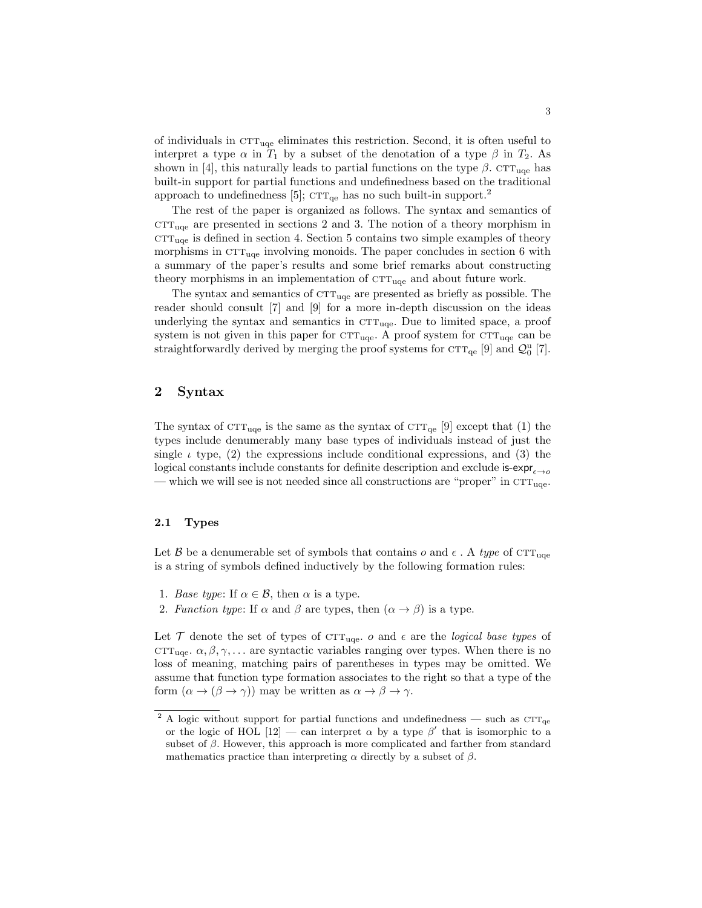of individuals in $\text{CTT}_{\text{uqe}}$ eliminates this restriction. Second, it is often useful to interpret a type $\alpha$ in $T_1$ by a subset of the denotation of a type $\beta$ in $T_2$. As shown in [4], this naturally leads to partial functions on the type $\beta$. $\text{CTT}_{\text{uqe}}$ has built-in support for partial functions and undefinedness based on the traditional approach to undefinedness [5]; $\text{CTT}_{\text{qe}}$ has no such built-in support.[2]

The rest of the paper is organized as follows. The syntax and semantics of $\text{CTT}_{\text{uqe}}$ are presented in sections 2 and 3. The notion of a theory morphism in $\text{CTT}_{\text{uqe}}$ is defined in section 4. Section 5 contains two simple examples of theory morphisms in $\text{CTT}_{\text{uqe}}$ involving monoids. The paper concludes in section 6 with a summary of the paper's results and some brief remarks about constructing theory morphisms in an implementation of $\text{CTT}_{\text{uqe}}$ and about future work.

The syntax and semantics of $\text{CTT}_{\text{uqe}}$ are presented as briefly as possible. The reader should consult [7] and [9] for a more in-depth discussion on the ideas underlying the syntax and semantics in $\text{CTT}_{\text{uqe}}$. Due to limited space, a proof system is not given in this paper for $\text{CTT}_{\text{uqe}}$. A proof system for $\text{CTT}_{\text{uqe}}$ can be straightforwardly derived by merging the proof systems for $\text{CTT}_{\text{qe}}$ [9] and $\mathcal{Q}_0^{\text{u}}$ [7].

## 2 Syntax

The syntax of $\text{CTT}_{\text{uqe}}$ is the same as the syntax of $\text{CTT}_{\text{qe}}$ [9] except that (1) the types include denumerably many base types of individuals instead of just the single $\iota$ type, (2) the expressions include conditional expressions, and (3) the logical constants include constants for definite description and exclude $\textsf{is-expr}_{\epsilon \to o}$ — which we will see is not needed since all constructions are "proper" in $\text{CTT}_{\text{uqe}}$.

### 2.1 Types

Let $\mathcal{B}$ be a denumerable set of symbols that contains $o$ and $\epsilon$ . A *type* of $\text{CTT}_{\text{uqe}}$ is a string of symbols defined inductively by the following formation rules:

1. *Base type*: If $\alpha \in \mathcal{B}$, then $\alpha$ is a type.
2. *Function type*: If $\alpha$ and $\beta$ are types, then $(\alpha \to \beta)$ is a type.

Let $\mathcal{T}$ denote the set of types of $\text{CTT}_{\text{uqe}}$. $o$ and $\epsilon$ are the *logical base types* of $\text{CTT}_{\text{uqe}}$. $\alpha, \beta, \gamma, \ldots$ are syntactic variables ranging over types. When there is no loss of meaning, matching pairs of parentheses in types may be omitted. We assume that function type formation associates to the right so that a type of the form $(\alpha \to (\beta \to \gamma))$ may be written as $\alpha \to \beta \to \gamma$.

[2] A logic without support for partial functions and undefinedness — such as $\text{CTT}_{\text{qe}}$ or the logic of HOL [12] — can interpret $\alpha$ by a type $\beta'$ that is isomorphic to a subset of $\beta$. However, this approach is more complicated and farther from standard mathematics practice than interpreting $\alpha$ directly by a subset of $\beta$.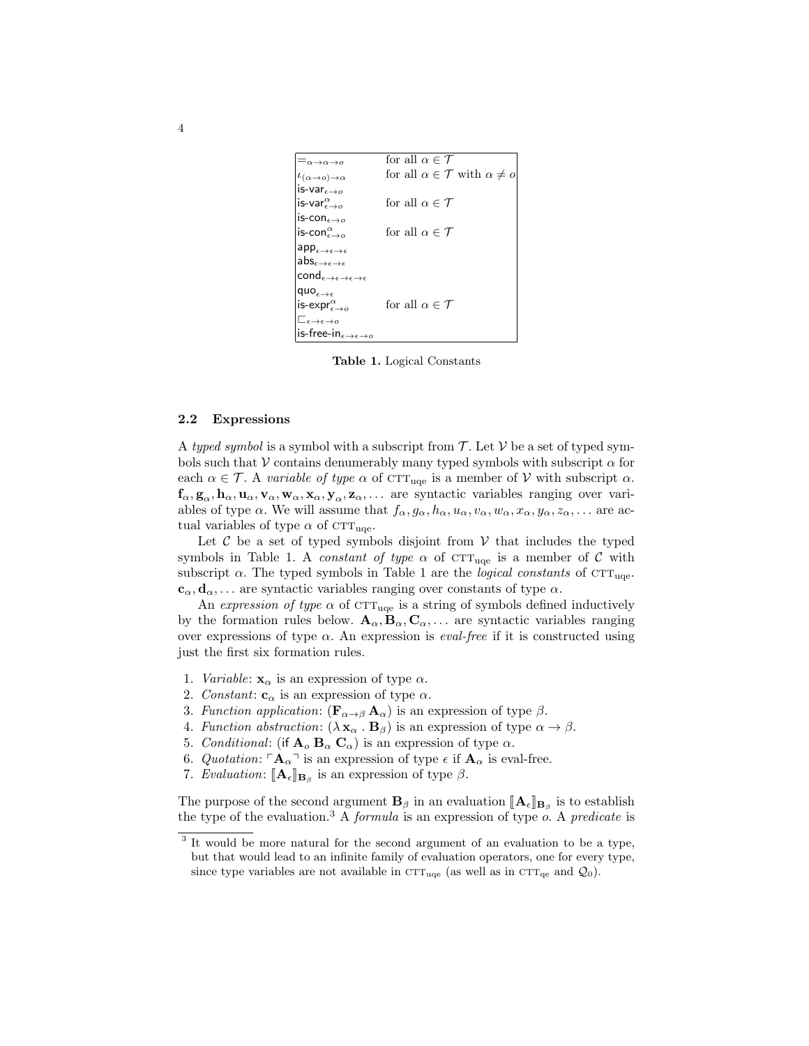| | |
|---|---|
| $=_{\alpha\to\alpha\to o}$ | for all $\alpha \in \mathcal{T}$ |
| $\iota_{(\alpha\to o)\to\alpha}$ | for all $\alpha \in \mathcal{T}$ with $\alpha \neq o$ |
| $\textsf{is-var}_{\epsilon\to o}$ | |
| $\textsf{is-var}^{\alpha}_{\epsilon\to o}$ | for all $\alpha \in \mathcal{T}$ |
| $\textsf{is-con}_{\epsilon\to o}$ | |
| $\textsf{is-con}^{\alpha}_{\epsilon\to o}$ | for all $\alpha \in \mathcal{T}$ |
| $\textsf{app}_{\epsilon\to\epsilon\to\epsilon}$ | |
| $\textsf{abs}_{\epsilon\to\epsilon\to\epsilon}$ | |
| $\textsf{cond}_{\epsilon\to\epsilon\to\epsilon\to\epsilon}$ | |
| $\textsf{quo}_{\epsilon\to\epsilon}$ | |
| $\textsf{is-expr}^{\alpha}_{\epsilon\to o}$ | for all $\alpha \in \mathcal{T}$ |
| $\sqsubset_{\epsilon\to\epsilon\to o}$ | |
| $\textsf{is-free-in}_{\epsilon\to\epsilon\to o}$ | |

**Table 1.** Logical Constants

### 2.2 Expressions

A *typed symbol* is a symbol with a subscript from $\mathcal{T}$. Let $\mathcal{V}$ be a set of typed symbols such that $\mathcal{V}$ contains denumerably many typed symbols with subscript $\alpha$ for each $\alpha \in \mathcal{T}$. A *variable of type* $\alpha$ of $\textsc{ctt}_{\rm uqe}$ is a member of $\mathcal{V}$ with subscript $\alpha$. $\mathbf{f}_\alpha, \mathbf{g}_\alpha, \mathbf{h}_\alpha, \mathbf{u}_\alpha, \mathbf{v}_\alpha, \mathbf{w}_\alpha, \mathbf{x}_\alpha, \mathbf{y}_\alpha, \mathbf{z}_\alpha, \ldots$ are syntactic variables ranging over variables of type $\alpha$. We will assume that $f_\alpha, g_\alpha, h_\alpha, u_\alpha, v_\alpha, w_\alpha, x_\alpha, y_\alpha, z_\alpha, \ldots$ are actual variables of type $\alpha$ of $\textsc{ctt}_{\rm uqe}$.

Let $\mathcal{C}$ be a set of typed symbols disjoint from $\mathcal{V}$ that includes the typed symbols in Table 1. A *constant of type* $\alpha$ of $\textsc{ctt}_{\rm uqe}$ is a member of $\mathcal{C}$ with subscript $\alpha$. The typed symbols in Table 1 are the *logical constants* of $\textsc{ctt}_{\rm uqe}$. $\mathbf{c}_\alpha, \mathbf{d}_\alpha, \ldots$ are syntactic variables ranging over constants of type $\alpha$.

An *expression of type* $\alpha$ of $\textsc{ctt}_{\rm uqe}$ is a string of symbols defined inductively by the formation rules below. $\mathbf{A}_\alpha, \mathbf{B}_\alpha, \mathbf{C}_\alpha, \ldots$ are syntactic variables ranging over expressions of type $\alpha$. An expression is *eval-free* if it is constructed using just the first six formation rules.

1. *Variable*: $\mathbf{x}_\alpha$ is an expression of type $\alpha$.
2. *Constant*: $\mathbf{c}_\alpha$ is an expression of type $\alpha$.
3. *Function application*: $(\mathbf{F}_{\alpha\to\beta}\, \mathbf{A}_\alpha)$ is an expression of type $\beta$.
4. *Function abstraction*: $(\lambda\, \mathbf{x}_\alpha \,.\, \mathbf{B}_\beta)$ is an expression of type $\alpha \to \beta$.
5. *Conditional*: $(\textsf{if}\ \mathbf{A}_o\, \mathbf{B}_\alpha\, \mathbf{C}_\alpha)$ is an expression of type $\alpha$.
6. *Quotation*: $\ulcorner \mathbf{A}_\alpha \urcorner$ is an expression of type $\epsilon$ if $\mathbf{A}_\alpha$ is eval-free.
7. *Evaluation*: $[\![\mathbf{A}_\epsilon]\!]_{\mathbf{B}_\beta}$ is an expression of type $\beta$.

The purpose of the second argument $\mathbf{B}_\beta$ in an evaluation $[\![\mathbf{A}_\epsilon]\!]_{\mathbf{B}_\beta}$ is to establish the type of the evaluation.[3] A *formula* is an expression of type $o$. A *predicate* is

[3] It would be more natural for the second argument of an evaluation to be a type, but that would lead to an infinite family of evaluation operators, one for every type, since type variables are not available in $\textsc{ctt}_{\rm uqe}$ (as well as in $\textsc{ctt}_{\rm qe}$ and $\mathcal{Q}_0$).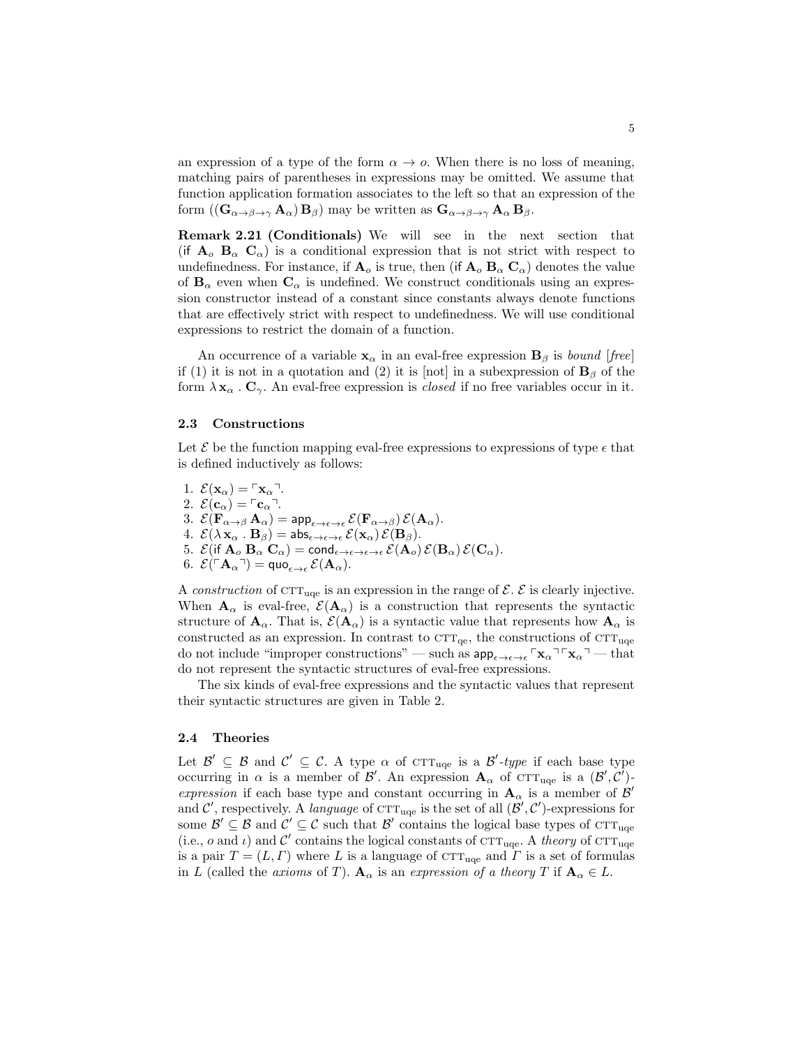an expression of a type of the form $\alpha \rightarrow o$. When there is no loss of meaning, matching pairs of parentheses in expressions may be omitted. We assume that function application formation associates to the left so that an expression of the form $((\mathbf{G}_{\alpha\rightarrow\beta\rightarrow\gamma}\,\mathbf{A}_\alpha)\,\mathbf{B}_\beta)$ may be written as $\mathbf{G}_{\alpha\rightarrow\beta\rightarrow\gamma}\,\mathbf{A}_\alpha\,\mathbf{B}_\beta$.

**Remark 2.21 (Conditionals)** We will see in the next section that $(\mathsf{if}\ \mathbf{A}_o\ \mathbf{B}_\alpha\ \mathbf{C}_\alpha)$ is a conditional expression that is not strict with respect to undefinedness. For instance, if $\mathbf{A}_o$ is true, then $(\mathsf{if}\ \mathbf{A}_o\ \mathbf{B}_\alpha\ \mathbf{C}_\alpha)$ denotes the value of $\mathbf{B}_\alpha$ even when $\mathbf{C}_\alpha$ is undefined. We construct conditionals using an expression constructor instead of a constant since constants always denote functions that are effectively strict with respect to undefinedness. We will use conditional expressions to restrict the domain of a function.

An occurrence of a variable $\mathbf{x}_\alpha$ in an eval-free expression $\mathbf{B}_\beta$ is *bound* [*free*] if (1) it is not in a quotation and (2) it is [not] in a subexpression of $\mathbf{B}_\beta$ of the form $\lambda\,\mathbf{x}_\alpha\,.\,\mathbf{C}_\gamma$. An eval-free expression is *closed* if no free variables occur in it.

### 2.3 Constructions

Let $\mathcal{E}$ be the function mapping eval-free expressions to expressions of type $\epsilon$ that is defined inductively as follows:

1. $\mathcal{E}(\mathbf{x}_\alpha) = \ulcorner\mathbf{x}_\alpha\urcorner$.
2. $\mathcal{E}(\mathbf{c}_\alpha) = \ulcorner\mathbf{c}_\alpha\urcorner$.
3. $\mathcal{E}(\mathbf{F}_{\alpha\rightarrow\beta}\,\mathbf{A}_\alpha) = \mathsf{app}_{\epsilon\rightarrow\epsilon\rightarrow\epsilon}\,\mathcal{E}(\mathbf{F}_{\alpha\rightarrow\beta})\,\mathcal{E}(\mathbf{A}_\alpha)$.
4. $\mathcal{E}(\lambda\,\mathbf{x}_\alpha\,.\,\mathbf{B}_\beta) = \mathsf{abs}_{\epsilon\rightarrow\epsilon\rightarrow\epsilon}\,\mathcal{E}(\mathbf{x}_\alpha)\,\mathcal{E}(\mathbf{B}_\beta)$.
5. $\mathcal{E}(\mathsf{if}\ \mathbf{A}_o\ \mathbf{B}_\alpha\ \mathbf{C}_\alpha) = \mathsf{cond}_{\epsilon\rightarrow\epsilon\rightarrow\epsilon\rightarrow\epsilon}\,\mathcal{E}(\mathbf{A}_o)\,\mathcal{E}(\mathbf{B}_\alpha)\,\mathcal{E}(\mathbf{C}_\alpha)$.
6. $\mathcal{E}(\ulcorner\mathbf{A}_\alpha\urcorner) = \mathsf{quo}_{\epsilon\rightarrow\epsilon}\,\mathcal{E}(\mathbf{A}_\alpha)$.

A *construction* of $\text{CTT}_{\text{uqe}}$ is an expression in the range of $\mathcal{E}$. $\mathcal{E}$ is clearly injective. When $\mathbf{A}_\alpha$ is eval-free, $\mathcal{E}(\mathbf{A}_\alpha)$ is a construction that represents the syntactic structure of $\mathbf{A}_\alpha$. That is, $\mathcal{E}(\mathbf{A}_\alpha)$ is a syntactic value that represents how $\mathbf{A}_\alpha$ is constructed as an expression. In contrast to $\text{CTT}_{\text{qe}}$, the constructions of $\text{CTT}_{\text{uqe}}$ do not include "improper constructions" — such as $\mathsf{app}_{\epsilon\rightarrow\epsilon\rightarrow\epsilon}\,\ulcorner\mathbf{x}_\alpha\urcorner\ulcorner\mathbf{x}_\alpha\urcorner$ — that do not represent the syntactic structures of eval-free expressions.

The six kinds of eval-free expressions and the syntactic values that represent their syntactic structures are given in Table 2.

### 2.4 Theories

Let $\mathcal{B}' \subseteq \mathcal{B}$ and $\mathcal{C}' \subseteq \mathcal{C}$. A type $\alpha$ of $\text{CTT}_{\text{uqe}}$ is a $\mathcal{B}'$-*type* if each base type occurring in $\alpha$ is a member of $\mathcal{B}'$. An expression $\mathbf{A}_\alpha$ of $\text{CTT}_{\text{uqe}}$ is a $(\mathcal{B}', \mathcal{C}')$-*expression* if each base type and constant occurring in $\mathbf{A}_\alpha$ is a member of $\mathcal{B}'$ and $\mathcal{C}'$, respectively. A *language* of $\text{CTT}_{\text{uqe}}$ is the set of all $(\mathcal{B}', \mathcal{C}')$-expressions for some $\mathcal{B}' \subseteq \mathcal{B}$ and $\mathcal{C}' \subseteq \mathcal{C}$ such that $\mathcal{B}'$ contains the logical base types of $\text{CTT}_{\text{uqe}}$ (i.e., $o$ and $\iota$) and $\mathcal{C}'$ contains the logical constants of $\text{CTT}_{\text{uqe}}$. A *theory* of $\text{CTT}_{\text{uqe}}$ is a pair $T = (L, \Gamma)$ where $L$ is a language of $\text{CTT}_{\text{uqe}}$ and $\Gamma$ is a set of formulas in $L$ (called the *axioms* of $T$). $\mathbf{A}_\alpha$ is an *expression of a theory* $T$ if $\mathbf{A}_\alpha \in L$.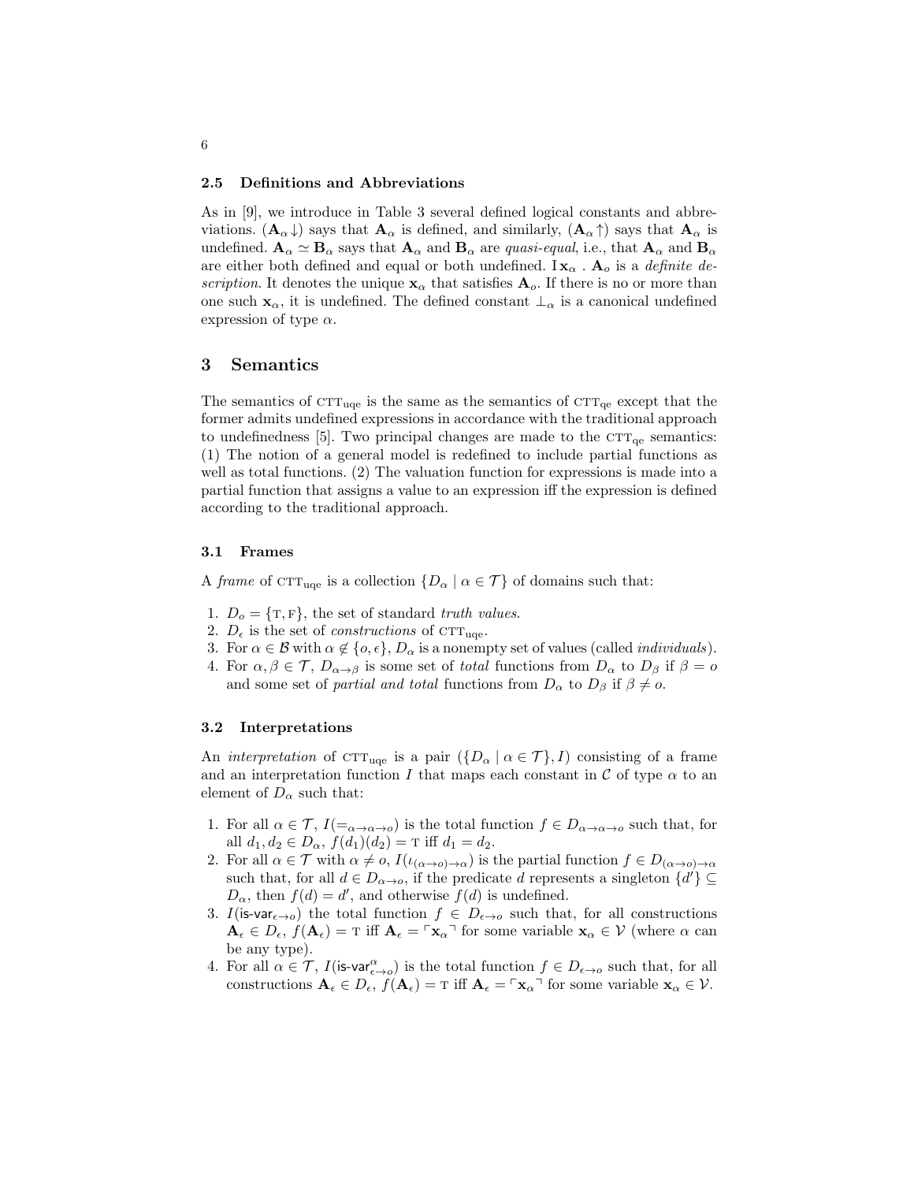### 2.5 Definitions and Abbreviations

As in [9], we introduce in Table 3 several defined logical constants and abbreviations. $(\mathbf{A}_\alpha\!\downarrow)$ says that $\mathbf{A}_\alpha$ is defined, and similarly, $(\mathbf{A}_\alpha\!\uparrow)$ says that $\mathbf{A}_\alpha$ is undefined. $\mathbf{A}_\alpha \simeq \mathbf{B}_\alpha$ says that $\mathbf{A}_\alpha$ and $\mathbf{B}_\alpha$ are *quasi-equal*, i.e., that $\mathbf{A}_\alpha$ and $\mathbf{B}_\alpha$ are either both defined and equal or both undefined. $\mathrm{I}\,\mathbf{x}_\alpha \,.\, \mathbf{A}_o$ is a *definite description*. It denotes the unique $\mathbf{x}_\alpha$ that satisfies $\mathbf{A}_o$. If there is no or more than one such $\mathbf{x}_\alpha$, it is undefined. The defined constant $\bot_\alpha$ is a canonical undefined expression of type $\alpha$.

## 3 Semantics

The semantics of $\mathrm{CTT}_{\mathrm{uqe}}$ is the same as the semantics of $\mathrm{CTT}_{\mathrm{qe}}$ except that the former admits undefined expressions in accordance with the traditional approach to undefinedness [5]. Two principal changes are made to the $\mathrm{CTT}_{\mathrm{qe}}$ semantics: (1) The notion of a general model is redefined to include partial functions as well as total functions. (2) The valuation function for expressions is made into a partial function that assigns a value to an expression iff the expression is defined according to the traditional approach.

### 3.1 Frames

A *frame* of $\mathrm{CTT}_{\mathrm{uqe}}$ is a collection $\{D_\alpha \mid \alpha \in \mathcal{T}\}$ of domains such that:

1. $D_o = \{\mathrm{T}, \mathrm{F}\}$, the set of standard *truth values*.
2. $D_\epsilon$ is the set of *constructions* of $\mathrm{CTT}_{\mathrm{uqe}}$.
3. For $\alpha \in \mathcal{B}$ with $\alpha \not\in \{o, \epsilon\}$, $D_\alpha$ is a nonempty set of values (called *individuals*).
4. For $\alpha, \beta \in \mathcal{T}$, $D_{\alpha\rightarrow\beta}$ is some set of *total* functions from $D_\alpha$ to $D_\beta$ if $\beta = o$ and some set of *partial and total* functions from $D_\alpha$ to $D_\beta$ if $\beta \neq o$.

### 3.2 Interpretations

An *interpretation* of $\mathrm{CTT}_{\mathrm{uqe}}$ is a pair $(\{D_\alpha \mid \alpha \in \mathcal{T}\}, I)$ consisting of a frame and an interpretation function $I$ that maps each constant in $\mathcal{C}$ of type $\alpha$ to an element of $D_\alpha$ such that:

1. For all $\alpha \in \mathcal{T}$, $I(=_{\alpha\rightarrow\alpha\rightarrow o})$ is the total function $f \in D_{\alpha\rightarrow\alpha\rightarrow o}$ such that, for all $d_1, d_2 \in D_\alpha$, $f(d_1)(d_2) = \mathrm{T}$ iff $d_1 = d_2$.
2. For all $\alpha \in \mathcal{T}$ with $\alpha \neq o$, $I(\iota_{(\alpha\rightarrow o)\rightarrow\alpha})$ is the partial function $f \in D_{(\alpha\rightarrow o)\rightarrow\alpha}$ such that, for all $d \in D_{\alpha\rightarrow o}$, if the predicate $d$ represents a singleton $\{d'\} \subseteq D_\alpha$, then $f(d) = d'$, and otherwise $f(d)$ is undefined.
3. $I(\mathsf{is\text{-}var}_{\epsilon\rightarrow o})$ the total function $f \in D_{\epsilon\rightarrow o}$ such that, for all constructions $\mathbf{A}_\epsilon \in D_\epsilon$, $f(\mathbf{A}_\epsilon) = \mathrm{T}$ iff $\mathbf{A}_\epsilon = \ulcorner \mathbf{x}_\alpha \urcorner$ for some variable $\mathbf{x}_\alpha \in \mathcal{V}$ (where $\alpha$ can be any type).
4. For all $\alpha \in \mathcal{T}$, $I(\mathsf{is\text{-}var}^{\alpha}_{\epsilon\rightarrow o})$ is the total function $f \in D_{\epsilon\rightarrow o}$ such that, for all constructions $\mathbf{A}_\epsilon \in D_\epsilon$, $f(\mathbf{A}_\epsilon) = \mathrm{T}$ iff $\mathbf{A}_\epsilon = \ulcorner \mathbf{x}_\alpha \urcorner$ for some variable $\mathbf{x}_\alpha \in \mathcal{V}$.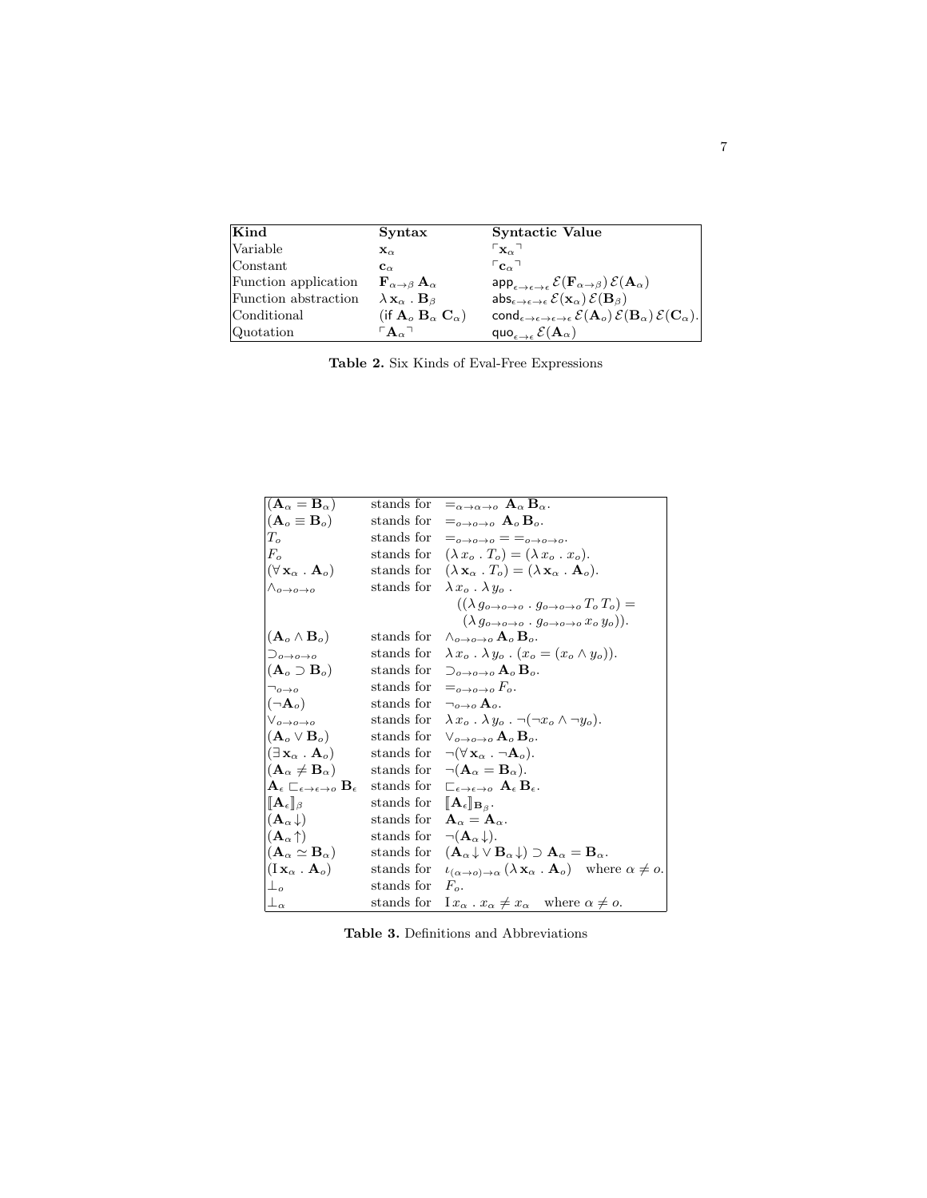| **Kind** | **Syntax** | **Syntactic Value** |
| --- | --- | --- |
| Variable | $\mathbf{x}_\alpha$ | $\ulcorner \mathbf{x}_\alpha \urcorner$ |
| Constant | $\mathbf{c}_\alpha$ | $\ulcorner \mathbf{c}_\alpha \urcorner$ |
| Function application | $\mathbf{F}_{\alpha \rightarrow \beta}\, \mathbf{A}_\alpha$ | $\mathsf{app}_{\epsilon \rightarrow \epsilon \rightarrow \epsilon}\, \mathcal{E}(\mathbf{F}_{\alpha \rightarrow \beta})\, \mathcal{E}(\mathbf{A}_\alpha)$ |
| Function abstraction | $\lambda\, \mathbf{x}_\alpha \,.\, \mathbf{B}_\beta$ | $\mathsf{abs}_{\epsilon \rightarrow \epsilon \rightarrow \epsilon}\, \mathcal{E}(\mathbf{x}_\alpha)\, \mathcal{E}(\mathbf{B}_\beta)$ |
| Conditional | $(\mathsf{if}\ \mathbf{A}_o\ \mathbf{B}_\alpha\ \mathbf{C}_\alpha)$ | $\mathsf{cond}_{\epsilon \rightarrow \epsilon \rightarrow \epsilon \rightarrow \epsilon}\, \mathcal{E}(\mathbf{A}_o)\, \mathcal{E}(\mathbf{B}_\alpha)\, \mathcal{E}(\mathbf{C}_\alpha)$. |
| Quotation | $\ulcorner \mathbf{A}_\alpha \urcorner$ | $\mathsf{quo}_{\epsilon \rightarrow \epsilon}\, \mathcal{E}(\mathbf{A}_\alpha)$ |

**Table 2.** Six Kinds of Eval-Free Expressions

| | | |
| --- | --- | --- |
| $(\mathbf{A}_\alpha = \mathbf{B}_\alpha)$ | stands for | $=_{\alpha \rightarrow \alpha \rightarrow o}\ \mathbf{A}_\alpha\, \mathbf{B}_\alpha$. |
| $(\mathbf{A}_o \equiv \mathbf{B}_o)$ | stands for | $=_{o \rightarrow o \rightarrow o}\ \mathbf{A}_o\, \mathbf{B}_o$. |
| $T_o$ | stands for | $=_{o \rightarrow o \rightarrow o} = =_{o \rightarrow o \rightarrow o}$. |
| $F_o$ | stands for | $(\lambda\, x_o \,.\, T_o) = (\lambda\, x_o \,.\, x_o)$. |
| $(\forall\, \mathbf{x}_\alpha \,.\, \mathbf{A}_o)$ | stands for | $(\lambda\, \mathbf{x}_\alpha \,.\, T_o) = (\lambda\, \mathbf{x}_\alpha \,.\, \mathbf{A}_o)$. |
| $\wedge_{o \rightarrow o \rightarrow o}$ | stands for | $\lambda\, x_o \,.\, \lambda\, y_o \,.\, ((\lambda\, g_{o \rightarrow o \rightarrow o} \,.\, g_{o \rightarrow o \rightarrow o}\, T_o\, T_o) = (\lambda\, g_{o \rightarrow o \rightarrow o} \,.\, g_{o \rightarrow o \rightarrow o}\, x_o\, y_o))$. |
| $(\mathbf{A}_o \wedge \mathbf{B}_o)$ | stands for | $\wedge_{o \rightarrow o \rightarrow o}\, \mathbf{A}_o\, \mathbf{B}_o$. |
| $\supset_{o \rightarrow o \rightarrow o}$ | stands for | $\lambda\, x_o \,.\, \lambda\, y_o \,.\, (x_o = (x_o \wedge y_o))$. |
| $(\mathbf{A}_o \supset \mathbf{B}_o)$ | stands for | $\supset_{o \rightarrow o \rightarrow o}\, \mathbf{A}_o\, \mathbf{B}_o$. |
| $\neg_{o \rightarrow o}$ | stands for | $=_{o \rightarrow o \rightarrow o} F_o$. |
| $(\neg \mathbf{A}_o)$ | stands for | $\neg_{o \rightarrow o}\, \mathbf{A}_o$. |
| $\vee_{o \rightarrow o \rightarrow o}$ | stands for | $\lambda\, x_o \,.\, \lambda\, y_o \,.\, \neg(\neg x_o \wedge \neg y_o)$. |
| $(\mathbf{A}_o \vee \mathbf{B}_o)$ | stands for | $\vee_{o \rightarrow o \rightarrow o}\, \mathbf{A}_o\, \mathbf{B}_o$. |
| $(\exists\, \mathbf{x}_\alpha \,.\, \mathbf{A}_o)$ | stands for | $\neg(\forall\, \mathbf{x}_\alpha \,.\, \neg \mathbf{A}_o)$. |
| $(\mathbf{A}_\alpha \neq \mathbf{B}_\alpha)$ | stands for | $\neg(\mathbf{A}_\alpha = \mathbf{B}_\alpha)$. |
| $\mathbf{A}_\epsilon \sqsubset_{\epsilon \rightarrow \epsilon \rightarrow o} \mathbf{B}_\epsilon$ | stands for | $\sqsubset_{\epsilon \rightarrow \epsilon \rightarrow o}\ \mathbf{A}_\epsilon\, \mathbf{B}_\epsilon$. |
| $[\![\mathbf{A}_\epsilon]\!]_\beta$ | stands for | $[\![\mathbf{A}_\epsilon]\!]_{\mathbf{B}_\beta}$. |
| $(\mathbf{A}_\alpha\!\downarrow)$ | stands for | $\mathbf{A}_\alpha = \mathbf{A}_\alpha$. |
| $(\mathbf{A}_\alpha\!\uparrow)$ | stands for | $\neg(\mathbf{A}_\alpha\!\downarrow)$. |
| $(\mathbf{A}_\alpha \simeq \mathbf{B}_\alpha)$ | stands for | $(\mathbf{A}_\alpha\!\downarrow \vee\, \mathbf{B}_\alpha\!\downarrow) \supset \mathbf{A}_\alpha = \mathbf{B}_\alpha$. |
| $(\mathrm{I}\, \mathbf{x}_\alpha \,.\, \mathbf{A}_o)$ | stands for | $\iota_{(\alpha \rightarrow o) \rightarrow \alpha}\, (\lambda\, \mathbf{x}_\alpha \,.\, \mathbf{A}_o)$ where $\alpha \neq o$. |
| $\bot_o$ | stands for | $F_o$. |
| $\bot_\alpha$ | stands for | $\mathrm{I}\, x_\alpha \,.\, x_\alpha \neq x_\alpha$ where $\alpha \neq o$. |

**Table 3.** Definitions and Abbreviations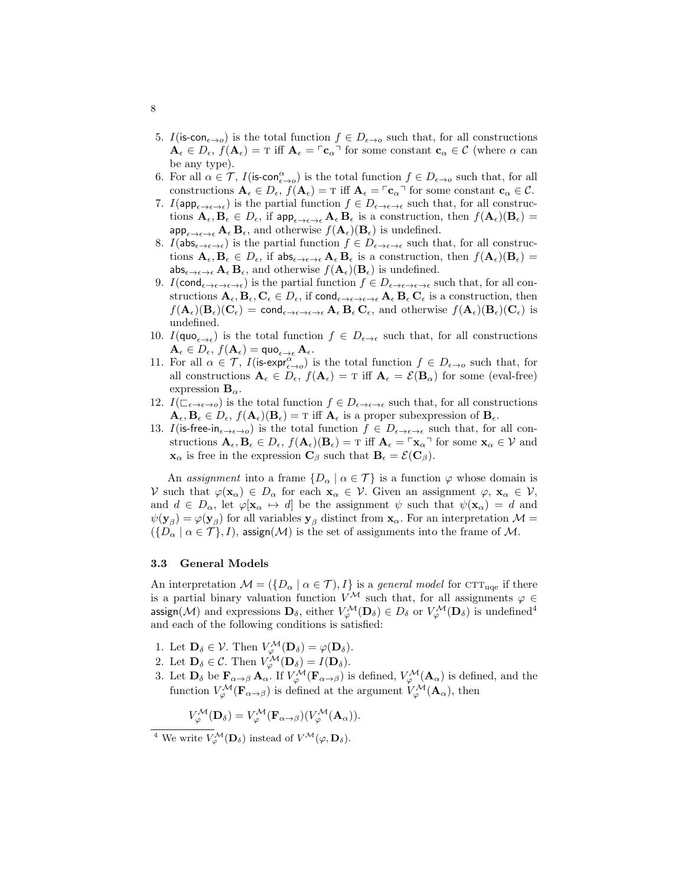5. $I(\mathsf{is\text{-}con}_{\epsilon \to o})$ is the total function $f \in D_{\epsilon \to o}$ such that, for all constructions $\mathbf{A}_\epsilon \in D_\epsilon$, $f(\mathbf{A}_\epsilon) = \text{T}$ iff $\mathbf{A}_\epsilon = \ulcorner \mathbf{c}_\alpha \urcorner$ for some constant $\mathbf{c}_\alpha \in \mathcal{C}$ (where $\alpha$ can be any type).
6. For all $\alpha \in \mathcal{T}$, $I(\mathsf{is\text{-}con}^{\alpha}_{\epsilon \to o})$ is the total function $f \in D_{\epsilon \to o}$ such that, for all constructions $\mathbf{A}_\epsilon \in D_\epsilon$, $f(\mathbf{A}_\epsilon) = \text{T}$ iff $\mathbf{A}_\epsilon = \ulcorner \mathbf{c}_\alpha \urcorner$ for some constant $\mathbf{c}_\alpha \in \mathcal{C}$.
7. $I(\mathsf{app}_{\epsilon \to \epsilon \to \epsilon})$ is the partial function $f \in D_{\epsilon \to \epsilon \to \epsilon}$ such that, for all constructions $\mathbf{A}_\epsilon, \mathbf{B}_\epsilon \in D_\epsilon$, if $\mathsf{app}_{\epsilon \to \epsilon \to \epsilon}\, \mathbf{A}_\epsilon\, \mathbf{B}_\epsilon$ is a construction, then $f(\mathbf{A}_\epsilon)(\mathbf{B}_\epsilon) = \mathsf{app}_{\epsilon \to \epsilon \to \epsilon}\, \mathbf{A}_\epsilon\, \mathbf{B}_\epsilon$, and otherwise $f(\mathbf{A}_\epsilon)(\mathbf{B}_\epsilon)$ is undefined.
8. $I(\mathsf{abs}_{\epsilon \to \epsilon \to \epsilon})$ is the partial function $f \in D_{\epsilon \to \epsilon \to \epsilon}$ such that, for all constructions $\mathbf{A}_\epsilon, \mathbf{B}_\epsilon \in D_\epsilon$, if $\mathsf{abs}_{\epsilon \to \epsilon \to \epsilon}\, \mathbf{A}_\epsilon\, \mathbf{B}_\epsilon$ is a construction, then $f(\mathbf{A}_\epsilon)(\mathbf{B}_\epsilon) = \mathsf{abs}_{\epsilon \to \epsilon \to \epsilon}\, \mathbf{A}_\epsilon\, \mathbf{B}_\epsilon$, and otherwise $f(\mathbf{A}_\epsilon)(\mathbf{B}_\epsilon)$ is undefined.
9. $I(\mathsf{cond}_{\epsilon \to \epsilon \to \epsilon \to \epsilon})$ is the partial function $f \in D_{\epsilon \to \epsilon \to \epsilon \to \epsilon}$ such that, for all constructions $\mathbf{A}_\epsilon, \mathbf{B}_\epsilon, \mathbf{C}_\epsilon \in D_\epsilon$, if $\mathsf{cond}_{\epsilon \to \epsilon \to \epsilon \to \epsilon}\, \mathbf{A}_\epsilon\, \mathbf{B}_\epsilon\, \mathbf{C}_\epsilon$ is a construction, then $f(\mathbf{A}_\epsilon)(\mathbf{B}_\epsilon)(\mathbf{C}_\epsilon) = \mathsf{cond}_{\epsilon \to \epsilon \to \epsilon \to \epsilon}\, \mathbf{A}_\epsilon\, \mathbf{B}_\epsilon\, \mathbf{C}_\epsilon$, and otherwise $f(\mathbf{A}_\epsilon)(\mathbf{B}_\epsilon)(\mathbf{C}_\epsilon)$ is undefined.
10. $I(\mathsf{quo}_{\epsilon \to \epsilon})$ is the total function $f \in D_{\epsilon \to \epsilon}$ such that, for all constructions $\mathbf{A}_\epsilon \in D_\epsilon$, $f(\mathbf{A}_\epsilon) = \mathsf{quo}_{\epsilon \to \epsilon}\, \mathbf{A}_\epsilon$.
11. For all $\alpha \in \mathcal{T}$, $I(\mathsf{is\text{-}expr}^{\alpha}_{\epsilon \to o})$ is the total function $f \in D_{\epsilon \to o}$ such that, for all constructions $\mathbf{A}_\epsilon \in D_\epsilon$, $f(\mathbf{A}_\epsilon) = \text{T}$ iff $\mathbf{A}_\epsilon = \mathcal{E}(\mathbf{B}_\alpha)$ for some (eval-free) expression $\mathbf{B}_\alpha$.
12. $I(\sqsubset_{\epsilon \to \epsilon \to o})$ is the total function $f \in D_{\epsilon \to \epsilon \to \epsilon}$ such that, for all constructions $\mathbf{A}_\epsilon, \mathbf{B}_\epsilon \in D_\epsilon$, $f(\mathbf{A}_\epsilon)(\mathbf{B}_\epsilon) = \text{T}$ iff $\mathbf{A}_\epsilon$ is a proper subexpression of $\mathbf{B}_\epsilon$.
13. $I(\mathsf{is\text{-}free\text{-}in}_{\epsilon \to \epsilon \to o})$ is the total function $f \in D_{\epsilon \to \epsilon \to \epsilon}$ such that, for all constructions $\mathbf{A}_\epsilon, \mathbf{B}_\epsilon \in D_\epsilon$, $f(\mathbf{A}_\epsilon)(\mathbf{B}_\epsilon) = \text{T}$ iff $\mathbf{A}_\epsilon = \ulcorner \mathbf{x}_\alpha \urcorner$ for some $\mathbf{x}_\alpha \in \mathcal{V}$ and $\mathbf{x}_\alpha$ is free in the expression $\mathbf{C}_\beta$ such that $\mathbf{B}_\epsilon = \mathcal{E}(\mathbf{C}_\beta)$.

An *assignment* into a frame $\{D_\alpha \mid \alpha \in \mathcal{T}\}$ is a function $\varphi$ whose domain is $\mathcal{V}$ such that $\varphi(\mathbf{x}_\alpha) \in D_\alpha$ for each $\mathbf{x}_\alpha \in \mathcal{V}$. Given an assignment $\varphi$, $\mathbf{x}_\alpha \in \mathcal{V}$, and $d \in D_\alpha$, let $\varphi[\mathbf{x}_\alpha \mapsto d]$ be the assignment $\psi$ such that $\psi(\mathbf{x}_\alpha) = d$ and $\psi(\mathbf{y}_\beta) = \varphi(\mathbf{y}_\beta)$ for all variables $\mathbf{y}_\beta$ distinct from $\mathbf{x}_\alpha$. For an interpretation $\mathcal{M} = (\{D_\alpha \mid \alpha \in \mathcal{T}\}, I)$, $\mathsf{assign}(\mathcal{M})$ is the set of assignments into the frame of $\mathcal{M}$.

### 3.3 General Models

An interpretation $\mathcal{M} = (\{D_\alpha \mid \alpha \in \mathcal{T}), I\}$ is a *general model* for $\text{CTT}_{\text{uqe}}$ if there is a partial binary valuation function $V^{\mathcal{M}}$ such that, for all assignments $\varphi \in \mathsf{assign}(\mathcal{M})$ and expressions $\mathbf{D}_\delta$, either $V^{\mathcal{M}}_{\varphi}(\mathbf{D}_\delta) \in D_\delta$ or $V^{\mathcal{M}}_{\varphi}(\mathbf{D}_\delta)$ is undefined[4] and each of the following conditions is satisfied:

1. Let $\mathbf{D}_\delta \in \mathcal{V}$. Then $V^{\mathcal{M}}_{\varphi}(\mathbf{D}_\delta) = \varphi(\mathbf{D}_\delta)$.
2. Let $\mathbf{D}_\delta \in \mathcal{C}$. Then $V^{\mathcal{M}}_{\varphi}(\mathbf{D}_\delta) = I(\mathbf{D}_\delta)$.
3. Let $\mathbf{D}_\delta$ be $\mathbf{F}_{\alpha \to \beta}\, \mathbf{A}_\alpha$. If $V^{\mathcal{M}}_{\varphi}(\mathbf{F}_{\alpha \to \beta})$ is defined, $V^{\mathcal{M}}_{\varphi}(\mathbf{A}_\alpha)$ is defined, and the function $V^{\mathcal{M}}_{\varphi}(\mathbf{F}_{\alpha \to \beta})$ is defined at the argument $V^{\mathcal{M}}_{\varphi}(\mathbf{A}_\alpha)$, then

$$V^{\mathcal{M}}_{\varphi}(\mathbf{D}_\delta) = V^{\mathcal{M}}_{\varphi}(\mathbf{F}_{\alpha \to \beta})(V^{\mathcal{M}}_{\varphi}(\mathbf{A}_\alpha)).$$

[4] We write $V^{\mathcal{M}}_{\varphi}(\mathbf{D}_\delta)$ instead of $V^{\mathcal{M}}(\varphi, \mathbf{D}_\delta)$.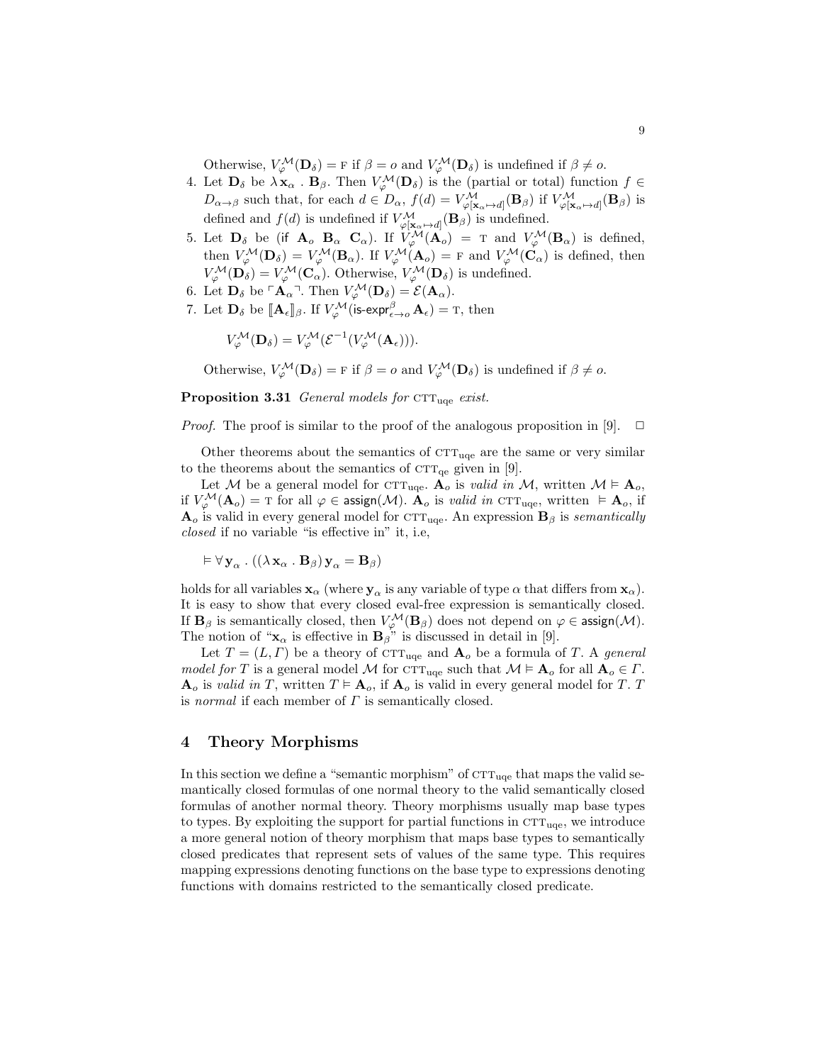Otherwise, $V^{\mathcal{M}}_{\varphi}(\mathbf{D}_\delta) = \text{F}$ if $\beta = o$ and $V^{\mathcal{M}}_{\varphi}(\mathbf{D}_\delta)$ is undefined if $\beta \neq o$.

4. Let $\mathbf{D}_\delta$ be $\lambda\, \mathbf{x}_\alpha \,.\, \mathbf{B}_\beta$. Then $V^{\mathcal{M}}_{\varphi}(\mathbf{D}_\delta)$ is the (partial or total) function $f \in D_{\alpha\to\beta}$ such that, for each $d \in D_\alpha$, $f(d) = V^{\mathcal{M}}_{\varphi[\mathbf{x}_\alpha \mapsto d]}(\mathbf{B}_\beta)$ if $V^{\mathcal{M}}_{\varphi[\mathbf{x}_\alpha \mapsto d]}(\mathbf{B}_\beta)$ is defined and $f(d)$ is undefined if $V^{\mathcal{M}}_{\varphi[\mathbf{x}_\alpha \mapsto d]}(\mathbf{B}_\beta)$ is undefined.
5. Let $\mathbf{D}_\delta$ be $(\mathsf{if}\ \mathbf{A}_o\ \mathbf{B}_\alpha\ \mathbf{C}_\alpha)$. If $V^{\mathcal{M}}_{\varphi}(\mathbf{A}_o) = \text{T}$ and $V^{\mathcal{M}}_{\varphi}(\mathbf{B}_\alpha)$ is defined, then $V^{\mathcal{M}}_{\varphi}(\mathbf{D}_\delta) = V^{\mathcal{M}}_{\varphi}(\mathbf{B}_\alpha)$. If $V^{\mathcal{M}}_{\varphi}(\mathbf{A}_o) = \text{F}$ and $V^{\mathcal{M}}_{\varphi}(\mathbf{C}_\alpha)$ is defined, then $V^{\mathcal{M}}_{\varphi}(\mathbf{D}_\delta) = V^{\mathcal{M}}_{\varphi}(\mathbf{C}_\alpha)$. Otherwise, $V^{\mathcal{M}}_{\varphi}(\mathbf{D}_\delta)$ is undefined.
6. Let $\mathbf{D}_\delta$ be $\ulcorner \mathbf{A}_\alpha \urcorner$. Then $V^{\mathcal{M}}_{\varphi}(\mathbf{D}_\delta) = \mathcal{E}(\mathbf{A}_\alpha)$.
7. Let $\mathbf{D}_\delta$ be $[\![\mathbf{A}_\epsilon]\!]_\beta$. If $V^{\mathcal{M}}_{\varphi}(\mathsf{is\text{-}expr}^{\beta}_{\epsilon\to o}\, \mathbf{A}_\epsilon) = \text{T}$, then

$$V^{\mathcal{M}}_{\varphi}(\mathbf{D}_\delta) = V^{\mathcal{M}}_{\varphi}(\mathcal{E}^{-1}(V^{\mathcal{M}}_{\varphi}(\mathbf{A}_\epsilon))).$$

Otherwise, $V^{\mathcal{M}}_{\varphi}(\mathbf{D}_\delta) = \text{F}$ if $\beta = o$ and $V^{\mathcal{M}}_{\varphi}(\mathbf{D}_\delta)$ is undefined if $\beta \neq o$.

**Proposition 3.31** *General models for* $\textsc{ctt}_{\text{uqe}}$ *exist.*

*Proof.* The proof is similar to the proof of the analogous proposition in [9]. $\Box$

Other theorems about the semantics of $\textsc{ctt}_{\text{uqe}}$ are the same or very similar to the theorems about the semantics of $\textsc{ctt}_{\text{qe}}$ given in [9].

Let $\mathcal{M}$ be a general model for $\textsc{ctt}_{\text{uqe}}$. $\mathbf{A}_o$ is *valid in* $\mathcal{M}$, written $\mathcal{M} \vDash \mathbf{A}_o$, if $V^{\mathcal{M}}_{\varphi}(\mathbf{A}_o) = \text{T}$ for all $\varphi \in \mathsf{assign}(\mathcal{M})$. $\mathbf{A}_o$ is *valid in* $\textsc{ctt}_{\text{uqe}}$, written $\vDash \mathbf{A}_o$, if $\mathbf{A}_o$ is valid in every general model for $\textsc{ctt}_{\text{uqe}}$. An expression $\mathbf{B}_\beta$ is *semantically closed* if no variable "is effective in" it, i.e,

$$\vDash \forall\, \mathbf{y}_\alpha \,.\, ((\lambda\, \mathbf{x}_\alpha \,.\, \mathbf{B}_\beta)\, \mathbf{y}_\alpha = \mathbf{B}_\beta)$$

holds for all variables $\mathbf{x}_\alpha$ (where $\mathbf{y}_\alpha$ is any variable of type $\alpha$ that differs from $\mathbf{x}_\alpha$). It is easy to show that every closed eval-free expression is semantically closed. If $\mathbf{B}_\beta$ is semantically closed, then $V^{\mathcal{M}}_{\varphi}(\mathbf{B}_\beta)$ does not depend on $\varphi \in \mathsf{assign}(\mathcal{M})$. The notion of "$\mathbf{x}_\alpha$ is effective in $\mathbf{B}_\beta$" is discussed in detail in [9].

Let $T = (L, \Gamma)$ be a theory of $\textsc{ctt}_{\text{uqe}}$ and $\mathbf{A}_o$ be a formula of $T$. A *general model for* $T$ is a general model $\mathcal{M}$ for $\textsc{ctt}_{\text{uqe}}$ such that $\mathcal{M} \vDash \mathbf{A}_o$ for all $\mathbf{A}_o \in \Gamma$. $\mathbf{A}_o$ is *valid in* $T$, written $T \vDash \mathbf{A}_o$, if $\mathbf{A}_o$ is valid in every general model for $T$. $T$ is *normal* if each member of $\Gamma$ is semantically closed.

## 4 Theory Morphisms

In this section we define a "semantic morphism" of $\textsc{ctt}_{\text{uqe}}$ that maps the valid semantically closed formulas of one normal theory to the valid semantically closed formulas of another normal theory. Theory morphisms usually map base types to types. By exploiting the support for partial functions in $\textsc{ctt}_{\text{uqe}}$, we introduce a more general notion of theory morphism that maps base types to semantically closed predicates that represent sets of values of the same type. This requires mapping expressions denoting functions on the base type to expressions denoting functions with domains restricted to the semantically closed predicate.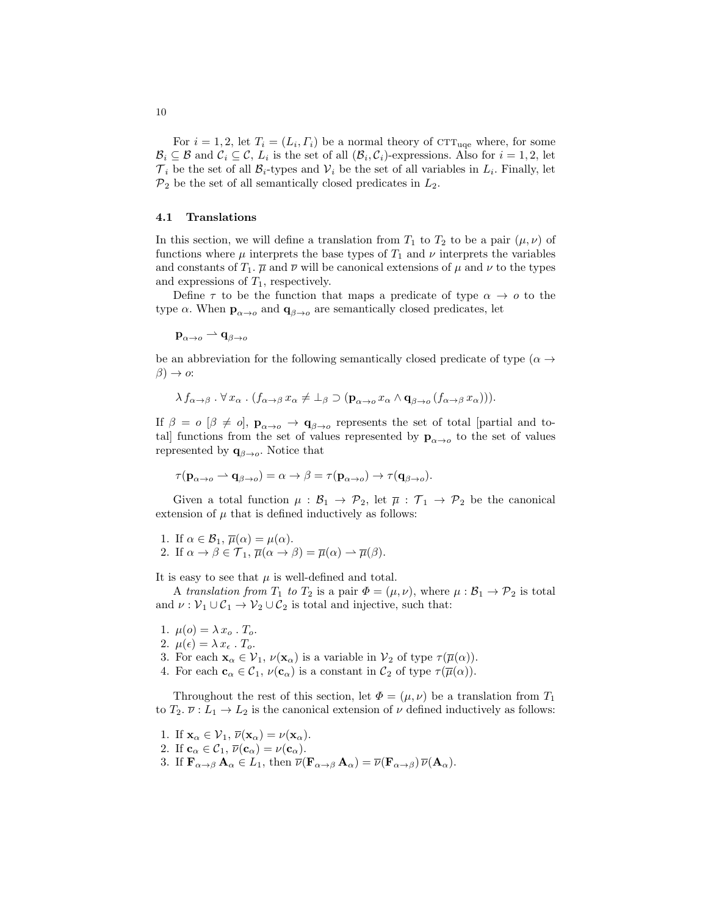For $i = 1, 2$, let $T_i = (L_i, \Gamma_i)$ be a normal theory of $\text{CTT}_{\text{uqe}}$ where, for some $\mathcal{B}_i \subseteq \mathcal{B}$ and $\mathcal{C}_i \subseteq \mathcal{C}$, $L_i$ is the set of all $(\mathcal{B}_i, \mathcal{C}_i)$-expressions. Also for $i = 1, 2$, let $\mathcal{T}_i$ be the set of all $\mathcal{B}_i$-types and $\mathcal{V}_i$ be the set of all variables in $L_i$. Finally, let $\mathcal{P}_2$ be the set of all semantically closed predicates in $L_2$.

### 4.1 Translations

In this section, we will define a translation from $T_1$ to $T_2$ to be a pair $(\mu, \nu)$ of functions where $\mu$ interprets the base types of $T_1$ and $\nu$ interprets the variables and constants of $T_1$. $\overline{\mu}$ and $\overline{\nu}$ will be canonical extensions of $\mu$ and $\nu$ to the types and expressions of $T_1$, respectively.

Define $\tau$ to be the function that maps a predicate of type $\alpha \rightarrow o$ to the type $\alpha$. When $\mathbf{p}_{\alpha \rightarrow o}$ and $\mathbf{q}_{\beta \rightarrow o}$ are semantically closed predicates, let

$$\mathbf{p}_{\alpha \rightarrow o} \rightharpoonup \mathbf{q}_{\beta \rightarrow o}$$

be an abbreviation for the following semantically closed predicate of type $(\alpha \rightarrow \beta) \rightarrow o$:

$$\lambda\, f_{\alpha \rightarrow \beta} \,.\, \forall\, x_\alpha \,.\, (f_{\alpha \rightarrow \beta}\, x_\alpha \neq \bot_\beta \supset (\mathbf{p}_{\alpha \rightarrow o}\, x_\alpha \wedge \mathbf{q}_{\beta \rightarrow o}\, (f_{\alpha \rightarrow \beta}\, x_\alpha))).$$

If $\beta = o$ [$\beta \neq o$], $\mathbf{p}_{\alpha \rightarrow o} \rightarrow \mathbf{q}_{\beta \rightarrow o}$ represents the set of total [partial and total] functions from the set of values represented by $\mathbf{p}_{\alpha \rightarrow o}$ to the set of values represented by $\mathbf{q}_{\beta \rightarrow o}$. Notice that

$$\tau(\mathbf{p}_{\alpha \rightarrow o} \rightharpoonup \mathbf{q}_{\beta \rightarrow o}) = \alpha \rightarrow \beta = \tau(\mathbf{p}_{\alpha \rightarrow o}) \rightarrow \tau(\mathbf{q}_{\beta \rightarrow o}).$$

Given a total function $\mu : \mathcal{B}_1 \rightarrow \mathcal{P}_2$, let $\overline{\mu} : \mathcal{T}_1 \rightarrow \mathcal{P}_2$ be the canonical extension of $\mu$ that is defined inductively as follows:

1. If $\alpha \in \mathcal{B}_1$, $\overline{\mu}(\alpha) = \mu(\alpha)$.
2. If $\alpha \rightarrow \beta \in \mathcal{T}_1$, $\overline{\mu}(\alpha \rightarrow \beta) = \overline{\mu}(\alpha) \rightharpoonup \overline{\mu}(\beta)$.

It is easy to see that $\mu$ is well-defined and total.

A *translation from $T_1$ to $T_2$* is a pair $\Phi = (\mu, \nu)$, where $\mu : \mathcal{B}_1 \rightarrow \mathcal{P}_2$ is total and $\nu : \mathcal{V}_1 \cup \mathcal{C}_1 \rightarrow \mathcal{V}_2 \cup \mathcal{C}_2$ is total and injective, such that:

1. $\mu(o) = \lambda\, x_o \,.\, T_o$.
2. $\mu(\epsilon) = \lambda\, x_\epsilon \,.\, T_o$.
3. For each $\mathbf{x}_\alpha \in \mathcal{V}_1$, $\nu(\mathbf{x}_\alpha)$ is a variable in $\mathcal{V}_2$ of type $\tau(\overline{\mu}(\alpha))$.
4. For each $\mathbf{c}_\alpha \in \mathcal{C}_1$, $\nu(\mathbf{c}_\alpha)$ is a constant in $\mathcal{C}_2$ of type $\tau(\overline{\mu}(\alpha))$.

Throughout the rest of this section, let $\Phi = (\mu, \nu)$ be a translation from $T_1$ to $T_2$. $\overline{\nu} : L_1 \rightarrow L_2$ is the canonical extension of $\nu$ defined inductively as follows:

1. If $\mathbf{x}_\alpha \in \mathcal{V}_1$, $\overline{\nu}(\mathbf{x}_\alpha) = \nu(\mathbf{x}_\alpha)$.
2. If $\mathbf{c}_\alpha \in \mathcal{C}_1$, $\overline{\nu}(\mathbf{c}_\alpha) = \nu(\mathbf{c}_\alpha)$.
3. If $\mathbf{F}_{\alpha \rightarrow \beta}\, \mathbf{A}_\alpha \in L_1$, then $\overline{\nu}(\mathbf{F}_{\alpha \rightarrow \beta}\, \mathbf{A}_\alpha) = \overline{\nu}(\mathbf{F}_{\alpha \rightarrow \beta})\, \overline{\nu}(\mathbf{A}_\alpha)$.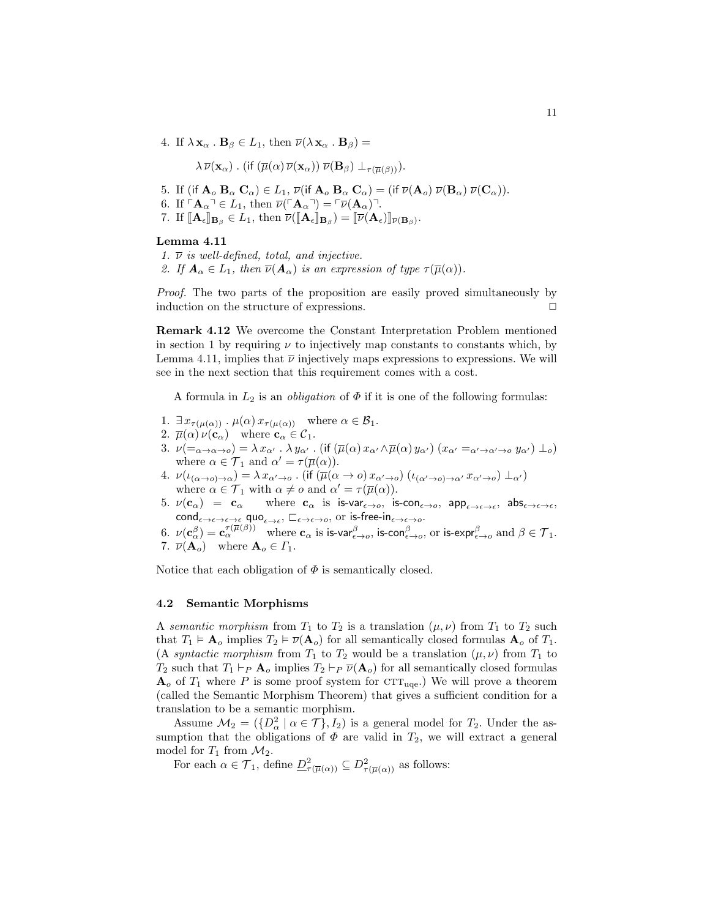4. If $\lambda\, \mathbf{x}_\alpha \,.\, \mathbf{B}_\beta \in L_1$, then $\overline{\nu}(\lambda\, \mathbf{x}_\alpha \,.\, \mathbf{B}_\beta) =$

$$\lambda\, \overline{\nu}(\mathbf{x}_\alpha) \,.\, (\mathsf{if}\; (\overline{\mu}(\alpha)\, \overline{\nu}(\mathbf{x}_\alpha))\; \overline{\nu}(\mathbf{B}_\beta)\; \bot_{\tau(\overline{\mu}(\beta))}).$$

5. If $(\mathsf{if}\; \mathbf{A}_o\; \mathbf{B}_\alpha\; \mathbf{C}_\alpha) \in L_1$, $\overline{\nu}(\mathsf{if}\; \mathbf{A}_o\; \mathbf{B}_\alpha\; \mathbf{C}_\alpha) = (\mathsf{if}\; \overline{\nu}(\mathbf{A}_o)\; \overline{\nu}(\mathbf{B}_\alpha)\; \overline{\nu}(\mathbf{C}_\alpha))$.
6. If $\ulcorner \mathbf{A}_\alpha \urcorner \in L_1$, then $\overline{\nu}(\ulcorner \mathbf{A}_\alpha \urcorner) = \ulcorner \overline{\nu}(\mathbf{A}_\alpha) \urcorner$.
7. If $[\![\mathbf{A}_\epsilon]\!]_{\mathbf{B}_\beta} \in L_1$, then $\overline{\nu}([\![\mathbf{A}_\epsilon]\!]_{\mathbf{B}_\beta}) = [\![\overline{\nu}(\mathbf{A}_\epsilon)]\!]_{\overline{\nu}(\mathbf{B}_\beta)}$.

**Lemma 4.11**

1. *$\overline{\nu}$ is well-defined, total, and injective.*
2. *If $\mathbf{A}_\alpha \in L_1$, then $\overline{\nu}(\mathbf{A}_\alpha)$ is an expression of type $\tau(\overline{\mu}(\alpha))$.*

*Proof.* The two parts of the proposition are easily proved simultaneously by induction on the structure of expressions. □

**Remark 4.12** We overcome the Constant Interpretation Problem mentioned in section 1 by requiring $\nu$ to injectively map constants to constants which, by Lemma 4.11, implies that $\overline{\nu}$ injectively maps expressions to expressions. We will see in the next section that this requirement comes with a cost.

A formula in $L_2$ is an *obligation* of $\Phi$ if it is one of the following formulas:

1. $\exists\, x_{\tau(\mu(\alpha))} \,.\, \mu(\alpha)\, x_{\tau(\mu(\alpha))}$ where $\alpha \in \mathcal{B}_1$.
2. $\overline{\mu}(\alpha)\, \nu(\mathbf{c}_\alpha)$ where $\mathbf{c}_\alpha \in \mathcal{C}_1$.
3. $\nu(=_{\alpha\to\alpha\to o}) = \lambda\, x_{\alpha'} \,.\, \lambda\, y_{\alpha'} \,.\, (\mathsf{if}\; (\overline{\mu}(\alpha)\, x_{\alpha'} \wedge \overline{\mu}(\alpha)\, y_{\alpha'})\; (x_{\alpha'} =_{\alpha'\to\alpha'\to o} y_{\alpha'})\; \bot_o)$ where $\alpha \in \mathcal{T}_1$ and $\alpha' = \tau(\overline{\mu}(\alpha))$.
4. $\nu(\iota_{(\alpha\to o)\to\alpha}) = \lambda\, x_{\alpha'\to o} \,.\, (\mathsf{if}\; (\overline{\mu}(\alpha \to o)\, x_{\alpha'\to o})\; (\iota_{(\alpha'\to o)\to\alpha'}\, x_{\alpha'\to o})\; \bot_{\alpha'})$ where $\alpha \in \mathcal{T}_1$ with $\alpha \neq o$ and $\alpha' = \tau(\overline{\mu}(\alpha))$.
5. $\nu(\mathbf{c}_\alpha) = \mathbf{c}_\alpha$ where $\mathbf{c}_\alpha$ is $\mathsf{is\text{-}var}_{\epsilon\to o}$, $\mathsf{is\text{-}con}_{\epsilon\to o}$, $\mathsf{app}_{\epsilon\to\epsilon\to\epsilon}$, $\mathsf{abs}_{\epsilon\to\epsilon\to\epsilon}$, $\mathsf{cond}_{\epsilon\to\epsilon\to\epsilon\to\epsilon}$ $\mathsf{quo}_{\epsilon\to\epsilon}$, $\sqsubset_{\epsilon\to\epsilon\to o}$, or $\mathsf{is\text{-}free\text{-}in}_{\epsilon\to\epsilon\to o}$.
6. $\nu(\mathbf{c}^\beta_\alpha) = \mathbf{c}^{\tau(\overline{\mu}(\beta))}_\alpha$ where $\mathbf{c}_\alpha$ is $\mathsf{is\text{-}var}^\beta_{\epsilon\to o}$, $\mathsf{is\text{-}con}^\beta_{\epsilon\to o}$, or $\mathsf{is\text{-}expr}^\beta_{\epsilon\to o}$ and $\beta \in \mathcal{T}_1$.
7. $\overline{\nu}(\mathbf{A}_o)$ where $\mathbf{A}_o \in \Gamma_1$.

Notice that each obligation of $\Phi$ is semantically closed.

### 4.2 Semantic Morphisms

A *semantic morphism* from $T_1$ to $T_2$ is a translation $(\mu, \nu)$ from $T_1$ to $T_2$ such that $T_1 \vDash \mathbf{A}_o$ implies $T_2 \vDash \overline{\nu}(\mathbf{A}_o)$ for all semantically closed formulas $\mathbf{A}_o$ of $T_1$. (A *syntactic morphism* from $T_1$ to $T_2$ would be a translation $(\mu, \nu)$ from $T_1$ to $T_2$ such that $T_1 \vdash_P \mathbf{A}_o$ implies $T_2 \vdash_P \overline{\nu}(\mathbf{A}_o)$ for all semantically closed formulas $\mathbf{A}_o$ of $T_1$ where $P$ is some proof system for $\mathrm{CTT}_{\mathrm{uqe}}$.) We will prove a theorem (called the Semantic Morphism Theorem) that gives a sufficient condition for a translation to be a semantic morphism.

Assume $\mathcal{M}_2 = (\{D^2_\alpha \mid \alpha \in \mathcal{T}\}, I_2)$ is a general model for $T_2$. Under the assumption that the obligations of $\Phi$ are valid in $T_2$, we will extract a general model for $T_1$ from $\mathcal{M}_2$.

For each $\alpha \in \mathcal{T}_1$, define $\underline{D}^2_{\tau(\overline{\mu}(\alpha))} \subseteq D^2_{\tau(\overline{\mu}(\alpha))}$ as follows: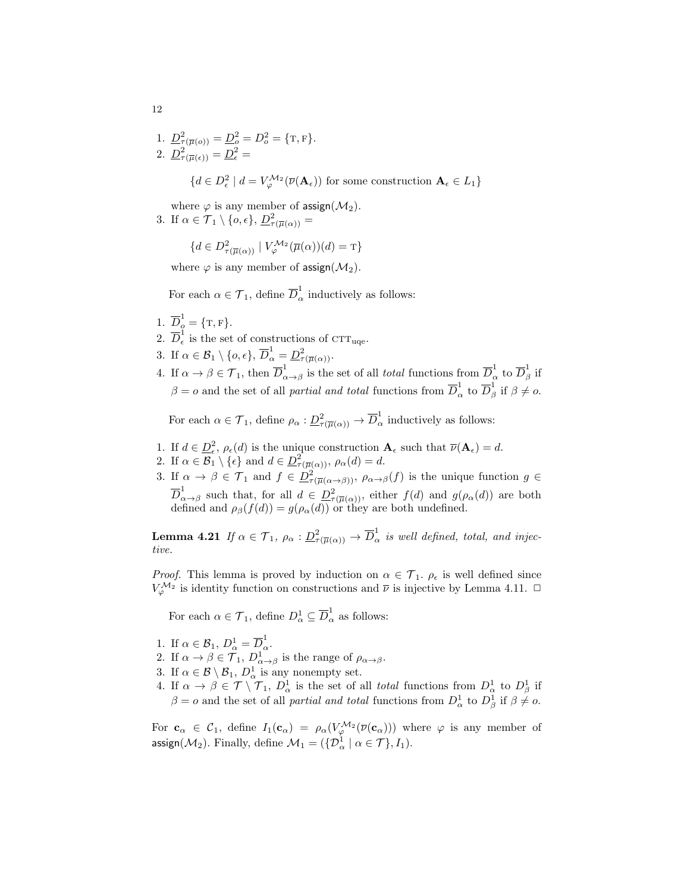1. $\underline{D}^2_{\tau(\overline{\mu}(o))} = \underline{D}^2_o = D^2_o = \{\text{T}, \text{F}\}$.
2. $\underline{D}^2_{\tau(\overline{\mu}(\epsilon))} = \underline{D}^2_\epsilon =$

$$\{d \in D^2_\epsilon \mid d = V^{\mathcal{M}_2}_\varphi(\overline{\nu}(\mathbf{A}_\epsilon)) \text{ for some construction } \mathbf{A}_\epsilon \in L_1\}$$

where $\varphi$ is any member of $\mathsf{assign}(\mathcal{M}_2)$.

3. If $\alpha \in \mathcal{T}_1 \setminus \{o, \epsilon\}$, $\underline{D}^2_{\tau(\overline{\mu}(\alpha))} =$

$$\{d \in D^2_{\tau(\overline{\mu}(\alpha))} \mid V^{\mathcal{M}_2}_\varphi(\overline{\mu}(\alpha))(d) = \text{T}\}$$

where $\varphi$ is any member of $\mathsf{assign}(\mathcal{M}_2)$.

For each $\alpha \in \mathcal{T}_1$, define $\overline{D}^1_\alpha$ inductively as follows:

1. $\overline{D}^1_o = \{\text{T}, \text{F}\}$.
2. $\overline{D}^1_\epsilon$ is the set of constructions of $\text{CTT}_{\text{uqe}}$.
3. If $\alpha \in \mathcal{B}_1 \setminus \{o, \epsilon\}$, $\overline{D}^1_\alpha = \underline{D}^2_{\tau(\overline{\mu}(\alpha))}$.
4. If $\alpha \to \beta \in \mathcal{T}_1$, then $\overline{D}^1_{\alpha\to\beta}$ is the set of all *total* functions from $\overline{D}^1_\alpha$ to $\overline{D}^1_\beta$ if $\beta = o$ and the set of all *partial and total* functions from $\overline{D}^1_\alpha$ to $\overline{D}^1_\beta$ if $\beta \neq o$.

For each $\alpha \in \mathcal{T}_1$, define $\rho_\alpha : \underline{D}^2_{\tau(\overline{\mu}(\alpha))} \to \overline{D}^1_\alpha$ inductively as follows:

1. If $d \in \underline{D}^2_\epsilon$, $\rho_\epsilon(d)$ is the unique construction $\mathbf{A}_\epsilon$ such that $\overline{\nu}(\mathbf{A}_\epsilon) = d$.
2. If $\alpha \in \mathcal{B}_1 \setminus \{\epsilon\}$ and $d \in \underline{D}^2_{\tau(\overline{\mu}(\alpha))}$, $\rho_\alpha(d) = d$.
3. If $\alpha \to \beta \in \mathcal{T}_1$ and $f \in \underline{D}^2_{\tau(\overline{\mu}(\alpha\to\beta))}$, $\rho_{\alpha\to\beta}(f)$ is the unique function $g \in \overline{D}^1_{\alpha\to\beta}$ such that, for all $d \in \underline{D}^2_{\tau(\overline{\mu}(\alpha))}$, either $f(d)$ and $g(\rho_\alpha(d))$ are both defined and $\rho_\beta(f(d)) = g(\rho_\alpha(d))$ or they are both undefined.

**Lemma 4.21** *If* $\alpha \in \mathcal{T}_1$, $\rho_\alpha : \underline{D}^2_{\tau(\overline{\mu}(\alpha))} \to \overline{D}^1_\alpha$ *is well defined, total, and injective.*

*Proof.* This lemma is proved by induction on $\alpha \in \mathcal{T}_1$. $\rho_\epsilon$ is well defined since $V^{\mathcal{M}_2}_\varphi$ is identity function on constructions and $\overline{\nu}$ is injective by Lemma 4.11. □

For each $\alpha \in \mathcal{T}_1$, define $D^1_\alpha \subseteq \overline{D}^1_\alpha$ as follows:

1. If $\alpha \in \mathcal{B}_1$, $D^1_\alpha = \overline{D}^1_\alpha$.
2. If $\alpha \to \beta \in \mathcal{T}_1$, $D^1_{\alpha\to\beta}$ is the range of $\rho_{\alpha\to\beta}$.
3. If $\alpha \in \mathcal{B} \setminus \mathcal{B}_1$, $D^1_\alpha$ is any nonempty set.
4. If $\alpha \to \beta \in \mathcal{T} \setminus \mathcal{T}_1$, $D^1_\alpha$ is the set of all *total* functions from $D^1_\alpha$ to $D^1_\beta$ if $\beta = o$ and the set of all *partial and total* functions from $D^1_\alpha$ to $D^1_\beta$ if $\beta \neq o$.

For $\mathbf{c}_\alpha \in \mathcal{C}_1$, define $I_1(\mathbf{c}_\alpha) = \rho_\alpha(V^{\mathcal{M}_2}_\varphi(\overline{\nu}(\mathbf{c}_\alpha)))$ where $\varphi$ is any member of $\mathsf{assign}(\mathcal{M}_2)$. Finally, define $\mathcal{M}_1 = (\{\mathcal{D}^1_\alpha \mid \alpha \in \mathcal{T}\}, I_1)$.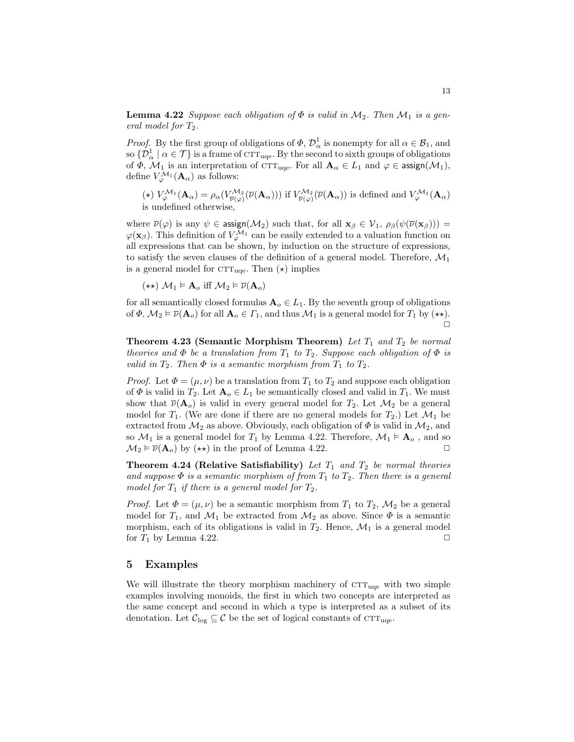**Lemma 4.22** *Suppose each obligation of $\Phi$ is valid in $\mathcal{M}_2$. Then $\mathcal{M}_1$ is a general model for $T_2$.*

*Proof.* By the first group of obligations of $\Phi$, $\mathcal{D}^1_\alpha$ is nonempty for all $\alpha \in \mathcal{B}_1$, and so $\{\mathcal{D}^1_\alpha \mid \alpha \in \mathcal{T}\}$ is a frame of $\textsc{ctt}_{\text{uqe}}$. By the second to sixth groups of obligations of $\Phi$, $\mathcal{M}_1$ is an interpretation of $\textsc{ctt}_{\text{uqe}}$. For all $\mathbf{A}_\alpha \in L_1$ and $\varphi \in \mathsf{assign}(\mathcal{M}_1)$, define $V^{\mathcal{M}_1}_\varphi(\mathbf{A}_\alpha)$ as follows:

($\star$) $V^{\mathcal{M}_1}_\varphi(\mathbf{A}_\alpha) = \rho_\alpha(V^{\mathcal{M}_2}_{\overline{\nu}(\varphi)}(\overline{\nu}(\mathbf{A}_\alpha)))$ if $V^{\mathcal{M}_2}_{\overline{\nu}(\varphi)}(\overline{\nu}(\mathbf{A}_\alpha))$ is defined and $V^{\mathcal{M}_1}_\varphi(\mathbf{A}_\alpha)$ is undefined otherwise,

where $\overline{\nu}(\varphi)$ is any $\psi \in \mathsf{assign}(\mathcal{M}_2)$ such that, for all $\mathbf{x}_\beta \in \mathcal{V}_1$, $\rho_\beta(\psi(\overline{\nu}(\mathbf{x}_\beta))) = \varphi(\mathbf{x}_\beta)$. This definition of $V^{\mathcal{M}_1}_\varphi$ can be easily extended to a valuation function on all expressions that can be shown, by induction on the structure of expressions, to satisfy the seven clauses of the definition of a general model. Therefore, $\mathcal{M}_1$ is a general model for $\textsc{ctt}_{\text{uqe}}$. Then ($\star$) implies

($\star\star$) $\mathcal{M}_1 \models \mathbf{A}_o$ iff $\mathcal{M}_2 \models \overline{\nu}(\mathbf{A}_o)$

for all semantically closed formulas $\mathbf{A}_o \in L_1$. By the seventh group of obligations of $\Phi$, $\mathcal{M}_2 \models \overline{\nu}(\mathbf{A}_o)$ for all $\mathbf{A}_o \in \Gamma_1$, and thus $\mathcal{M}_1$ is a general model for $T_1$ by ($\star\star$). □

**Theorem 4.23 (Semantic Morphism Theorem)** *Let $T_1$ and $T_2$ be normal theories and $\Phi$ be a translation from $T_1$ to $T_2$. Suppose each obligation of $\Phi$ is valid in $T_2$. Then $\Phi$ is a semantic morphism from $T_1$ to $T_2$.*

*Proof.* Let $\Phi = (\mu, \nu)$ be a translation from $T_1$ to $T_2$ and suppose each obligation of $\Phi$ is valid in $T_2$. Let $\mathbf{A}_o \in L_1$ be semantically closed and valid in $T_1$. We must show that $\overline{\nu}(\mathbf{A}_o)$ is valid in every general model for $T_2$. Let $\mathcal{M}_2$ be a general model for $T_1$. (We are done if there are no general models for $T_2$.) Let $\mathcal{M}_1$ be extracted from $\mathcal{M}_2$ as above. Obviously, each obligation of $\Phi$ is valid in $\mathcal{M}_2$, and so $\mathcal{M}_1$ is a general model for $T_1$ by Lemma 4.22. Therefore, $\mathcal{M}_1 \models \mathbf{A}_o$ , and so $\mathcal{M}_2 \models \overline{\nu}(\mathbf{A}_o)$ by ($\star\star$) in the proof of Lemma 4.22. □

**Theorem 4.24 (Relative Satisfiability)** *Let $T_1$ and $T_2$ be normal theories and suppose $\Phi$ is a semantic morphism of from $T_1$ to $T_2$. Then there is a general model for $T_1$ if there is a general model for $T_2$.*

*Proof.* Let $\Phi = (\mu, \nu)$ be a semantic morphism from $T_1$ to $T_2$, $\mathcal{M}_2$ be a general model for $T_1$, and $\mathcal{M}_1$ be extracted from $\mathcal{M}_2$ as above. Since $\Phi$ is a semantic morphism, each of its obligations is valid in $T_2$. Hence, $\mathcal{M}_1$ is a general model for $T_1$ by Lemma 4.22. □

## 5 Examples

We will illustrate the theory morphism machinery of $\textsc{ctt}_{\text{uqe}}$ with two simple examples involving monoids, the first in which two concepts are interpreted as the same concept and second in which a type is interpreted as a subset of its denotation. Let $\mathcal{C}_{\text{log}} \subseteq \mathcal{C}$ be the set of logical constants of $\textsc{ctt}_{\text{uqe}}$.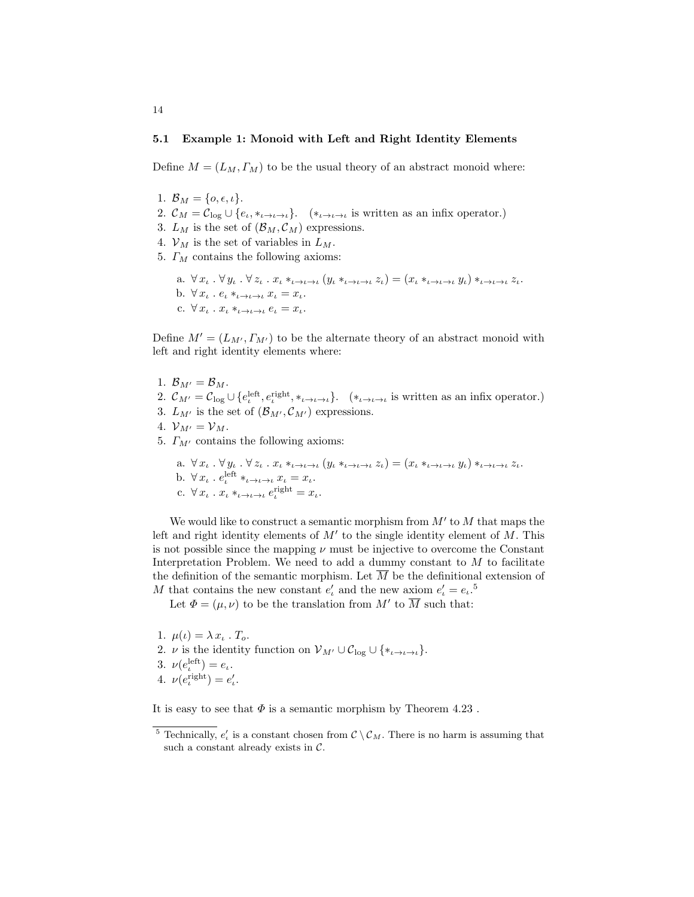### 5.1 Example 1: Monoid with Left and Right Identity Elements

Define $M = (L_M, \Gamma_M)$ to be the usual theory of an abstract monoid where:

1. $\mathcal{B}_M = \{o, \epsilon, \iota\}$.
2. $\mathcal{C}_M = \mathcal{C}_{\log} \cup \{e_\iota, *_{\iota \to \iota \to \iota}\}$. ($*_{\iota \to \iota \to \iota}$ is written as an infix operator.)
3. $L_M$ is the set of $(\mathcal{B}_M, \mathcal{C}_M)$ expressions.
4. $\mathcal{V}_M$ is the set of variables in $L_M$.
5. $\Gamma_M$ contains the following axioms:
   a. $\forall\, x_\iota \,.\, \forall\, y_\iota \,.\, \forall\, z_\iota \,.\, x_\iota *_{\iota \to \iota \to \iota} (y_\iota *_{\iota \to \iota \to \iota} z_\iota) = (x_\iota *_{\iota \to \iota \to \iota} y_\iota) *_{\iota \to \iota \to \iota} z_\iota$.
   b. $\forall\, x_\iota \,.\, e_\iota *_{\iota \to \iota \to \iota} x_\iota = x_\iota$.
   c. $\forall\, x_\iota \,.\, x_\iota *_{\iota \to \iota \to \iota} e_\iota = x_\iota$.

Define $M' = (L_{M'}, \Gamma_{M'})$ to be the alternate theory of an abstract monoid with left and right identity elements where:

1. $\mathcal{B}_{M'} = \mathcal{B}_M$.
2. $\mathcal{C}_{M'} = \mathcal{C}_{\log} \cup \{e^{\mathrm{left}}_\iota, e^{\mathrm{right}}_\iota, *_{\iota \to \iota \to \iota}\}$. ($*_{\iota \to \iota \to \iota}$ is written as an infix operator.)
3. $L_{M'}$ is the set of $(\mathcal{B}_{M'}, \mathcal{C}_{M'})$ expressions.
4. $\mathcal{V}_{M'} = \mathcal{V}_M$.
5. $\Gamma_{M'}$ contains the following axioms:
   a. $\forall\, x_\iota \,.\, \forall\, y_\iota \,.\, \forall\, z_\iota \,.\, x_\iota *_{\iota \to \iota \to \iota} (y_\iota *_{\iota \to \iota \to \iota} z_\iota) = (x_\iota *_{\iota \to \iota \to \iota} y_\iota) *_{\iota \to \iota \to \iota} z_\iota$.
   b. $\forall\, x_\iota \,.\, e^{\mathrm{left}}_\iota *_{\iota \to \iota \to \iota} x_\iota = x_\iota$.
   c. $\forall\, x_\iota \,.\, x_\iota *_{\iota \to \iota \to \iota} e^{\mathrm{right}}_\iota = x_\iota$.

We would like to construct a semantic morphism from $M'$ to $M$ that maps the left and right identity elements of $M'$ to the single identity element of $M$. This is not possible since the mapping $\nu$ must be injective to overcome the Constant Interpretation Problem. We need to add a dummy constant to $M$ to facilitate the definition of the semantic morphism. Let $\overline{M}$ be the definitional extension of $M$ that contains the new constant $e'_\iota$ and the new axiom $e'_\iota = e_\iota$.[5]

Let $\Phi = (\mu, \nu)$ to be the translation from $M'$ to $\overline{M}$ such that:

1. $\mu(\iota) = \lambda\, x_\iota \,.\, T_o$.
2. $\nu$ is the identity function on $\mathcal{V}_{M'} \cup \mathcal{C}_{\log} \cup \{*_{\iota \to \iota \to \iota}\}$.
3. $\nu(e^{\mathrm{left}}_\iota) = e_\iota$.
4. $\nu(e^{\mathrm{right}}_\iota) = e'_\iota$.

It is easy to see that $\Phi$ is a semantic morphism by Theorem 4.23 .

[5] Technically, $e'_\iota$ is a constant chosen from $\mathcal{C} \setminus \mathcal{C}_M$. There is no harm is assuming that such a constant already exists in $\mathcal{C}$.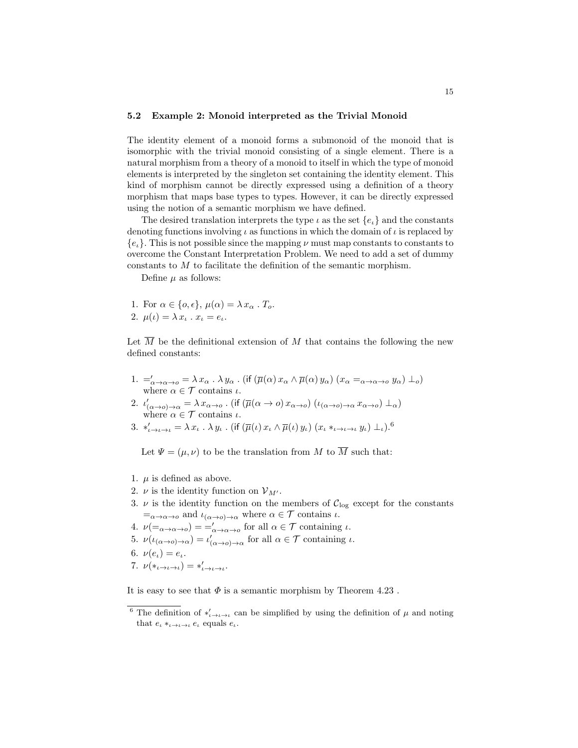### 5.2 Example 2: Monoid interpreted as the Trivial Monoid

The identity element of a monoid forms a submonoid of the monoid that is isomorphic with the trivial monoid consisting of a single element. There is a natural morphism from a theory of a monoid to itself in which the type of monoid elements is interpreted by the singleton set containing the identity element. This kind of morphism cannot be directly expressed using a definition of a theory morphism that maps base types to types. However, it can be directly expressed using the notion of a semantic morphism we have defined.

The desired translation interprets the type $\iota$ as the set $\{e_\iota\}$ and the constants denoting functions involving $\iota$ as functions in which the domain of $\iota$ is replaced by $\{e_\iota\}$. This is not possible since the mapping $\nu$ must map constants to constants to overcome the Constant Interpretation Problem. We need to add a set of dummy constants to $M$ to facilitate the definition of the semantic morphism.

Define $\mu$ as follows:

1. For $\alpha \in \{o, \epsilon\}$, $\mu(\alpha) = \lambda\, x_\alpha \,.\, T_o$.
2. $\mu(\iota) = \lambda\, x_\iota \,.\, x_\iota = e_\iota$.

Let $\overline{M}$ be the definitional extension of $M$ that contains the following the new defined constants:

1. $='_{\alpha\to\alpha\to o} = \lambda\, x_\alpha \,.\, \lambda\, y_\alpha \,.\, (\mathsf{if}\ (\overline{\mu}(\alpha)\, x_\alpha \wedge \overline{\mu}(\alpha)\, y_\alpha)\ (x_\alpha =_{\alpha\to\alpha\to o} y_\alpha)\ \bot_o)$ where $\alpha \in \mathcal{T}$ contains $\iota$.
2. $\iota'_{(\alpha\to o)\to\alpha} = \lambda\, x_{\alpha\to o} \,.\, (\mathsf{if}\ (\overline{\mu}(\alpha \to o)\, x_{\alpha\to o})\ (\iota_{(\alpha\to o)\to\alpha}\, x_{\alpha\to o})\ \bot_\alpha)$ where $\alpha \in \mathcal{T}$ contains $\iota$.
3. $*'_{\iota\to\iota\to\iota} = \lambda\, x_\iota \,.\, \lambda\, y_\iota \,.\, (\mathsf{if}\ (\overline{\mu}(\iota)\, x_\iota \wedge \overline{\mu}(\iota)\, y_\iota)\ (x_\iota *_{\iota\to\iota\to\iota} y_\iota)\ \bot_\iota)$.[6]

Let $\Psi = (\mu, \nu)$ to be the translation from $M$ to $\overline{M}$ such that:

1. $\mu$ is defined as above.
2. $\nu$ is the identity function on $\mathcal{V}_{M'}$.
3. $\nu$ is the identity function on the members of $\mathcal{C}_{\log}$ except for the constants $=_{\alpha\to\alpha\to o}$ and $\iota_{(\alpha\to o)\to\alpha}$ where $\alpha \in \mathcal{T}$ contains $\iota$.
4. $\nu(=_{\alpha\to\alpha\to o}) = =' _{\alpha\to\alpha\to o}$ for all $\alpha \in \mathcal{T}$ containing $\iota$.
5. $\nu(\iota_{(\alpha\to o)\to\alpha}) = \iota'_{(\alpha\to o)\to\alpha}$ for all $\alpha \in \mathcal{T}$ containing $\iota$.
6. $\nu(e_\iota) = e_\iota$.
7. $\nu(*_{\iota\to\iota\to\iota}) = *'_{\iota\to\iota\to\iota}$.

It is easy to see that $\Phi$ is a semantic morphism by Theorem 4.23 .

[6] The definition of $*'_{\iota\to\iota\to\iota}$ can be simplified by using the definition of $\mu$ and noting that $e_\iota *_{\iota\to\iota\to\iota} e_\iota$ equals $e_\iota$.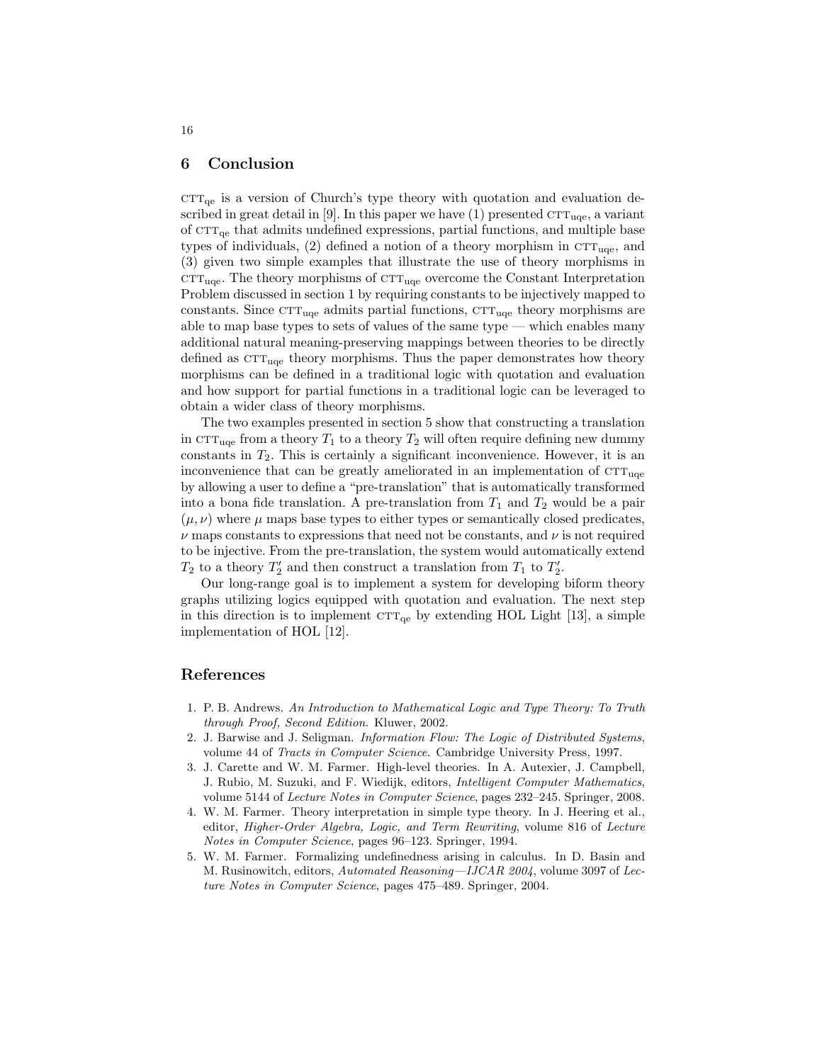## 6 Conclusion

$\text{CTT}_{\text{qe}}$ is a version of Church's type theory with quotation and evaluation described in great detail in [9]. In this paper we have (1) presented $\text{CTT}_{\text{uqe}}$, a variant of $\text{CTT}_{\text{qe}}$ that admits undefined expressions, partial functions, and multiple base types of individuals, (2) defined a notion of a theory morphism in $\text{CTT}_{\text{uqe}}$, and (3) given two simple examples that illustrate the use of theory morphisms in $\text{CTT}_{\text{uqe}}$. The theory morphisms of $\text{CTT}_{\text{uqe}}$ overcome the Constant Interpretation Problem discussed in section 1 by requiring constants to be injectively mapped to constants. Since $\text{CTT}_{\text{uqe}}$ admits partial functions, $\text{CTT}_{\text{uqe}}$ theory morphisms are able to map base types to sets of values of the same type — which enables many additional natural meaning-preserving mappings between theories to be directly defined as $\text{CTT}_{\text{uqe}}$ theory morphisms. Thus the paper demonstrates how theory morphisms can be defined in a traditional logic with quotation and evaluation and how support for partial functions in a traditional logic can be leveraged to obtain a wider class of theory morphisms.

The two examples presented in section 5 show that constructing a translation in $\text{CTT}_{\text{uqe}}$ from a theory $T_1$ to a theory $T_2$ will often require defining new dummy constants in $T_2$. This is certainly a significant inconvenience. However, it is an inconvenience that can be greatly ameliorated in an implementation of $\text{CTT}_{\text{uqe}}$ by allowing a user to define a "pre-translation" that is automatically transformed into a bona fide translation. A pre-translation from $T_1$ and $T_2$ would be a pair $(\mu, \nu)$ where $\mu$ maps base types to either types or semantically closed predicates, $\nu$ maps constants to expressions that need not be constants, and $\nu$ is not required to be injective. From the pre-translation, the system would automatically extend $T_2$ to a theory $T_2'$ and then construct a translation from $T_1$ to $T_2'$.

Our long-range goal is to implement a system for developing biform theory graphs utilizing logics equipped with quotation and evaluation. The next step in this direction is to implement $\text{CTT}_{\text{qe}}$ by extending HOL Light [13], a simple implementation of HOL [12].

## References

1. P. B. Andrews. *An Introduction to Mathematical Logic and Type Theory: To Truth through Proof, Second Edition*. Kluwer, 2002.
2. J. Barwise and J. Seligman. *Information Flow: The Logic of Distributed Systems*, volume 44 of *Tracts in Computer Science*. Cambridge University Press, 1997.
3. J. Carette and W. M. Farmer. High-level theories. In A. Autexier, J. Campbell, J. Rubio, M. Suzuki, and F. Wiedijk, editors, *Intelligent Computer Mathematics*, volume 5144 of *Lecture Notes in Computer Science*, pages 232–245. Springer, 2008.
4. W. M. Farmer. Theory interpretation in simple type theory. In J. Heering et al., editor, *Higher-Order Algebra, Logic, and Term Rewriting*, volume 816 of *Lecture Notes in Computer Science*, pages 96–123. Springer, 1994.
5. W. M. Farmer. Formalizing undefinedness arising in calculus. In D. Basin and M. Rusinowitch, editors, *Automated Reasoning—IJCAR 2004*, volume 3097 of *Lecture Notes in Computer Science*, pages 475–489. Springer, 2004.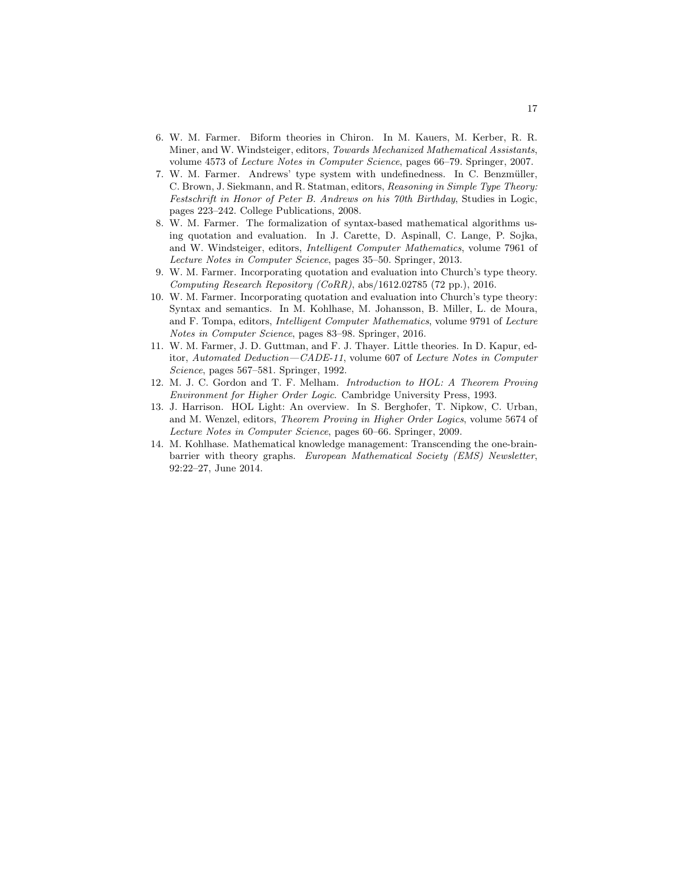6. W. M. Farmer. Biform theories in Chiron. In M. Kauers, M. Kerber, R. R. Miner, and W. Windsteiger, editors, *Towards Mechanized Mathematical Assistants*, volume 4573 of *Lecture Notes in Computer Science*, pages 66–79. Springer, 2007.
7. W. M. Farmer. Andrews' type system with undefinedness. In C. Benzmüller, C. Brown, J. Siekmann, and R. Statman, editors, *Reasoning in Simple Type Theory: Festschrift in Honor of Peter B. Andrews on his 70th Birthday*, Studies in Logic, pages 223–242. College Publications, 2008.
8. W. M. Farmer. The formalization of syntax-based mathematical algorithms using quotation and evaluation. In J. Carette, D. Aspinall, C. Lange, P. Sojka, and W. Windsteiger, editors, *Intelligent Computer Mathematics*, volume 7961 of *Lecture Notes in Computer Science*, pages 35–50. Springer, 2013.
9. W. M. Farmer. Incorporating quotation and evaluation into Church's type theory. *Computing Research Repository (CoRR)*, abs/1612.02785 (72 pp.), 2016.
10. W. M. Farmer. Incorporating quotation and evaluation into Church's type theory: Syntax and semantics. In M. Kohlhase, M. Johansson, B. Miller, L. de Moura, and F. Tompa, editors, *Intelligent Computer Mathematics*, volume 9791 of *Lecture Notes in Computer Science*, pages 83–98. Springer, 2016.
11. W. M. Farmer, J. D. Guttman, and F. J. Thayer. Little theories. In D. Kapur, editor, *Automated Deduction—CADE-11*, volume 607 of *Lecture Notes in Computer Science*, pages 567–581. Springer, 1992.
12. M. J. C. Gordon and T. F. Melham. *Introduction to HOL: A Theorem Proving Environment for Higher Order Logic*. Cambridge University Press, 1993.
13. J. Harrison. HOL Light: An overview. In S. Berghofer, T. Nipkow, C. Urban, and M. Wenzel, editors, *Theorem Proving in Higher Order Logics*, volume 5674 of *Lecture Notes in Computer Science*, pages 60–66. Springer, 2009.
14. M. Kohlhase. Mathematical knowledge management: Transcending the one-brain-barrier with theory graphs. *European Mathematical Society (EMS) Newsletter*, 92:22–27, June 2014.